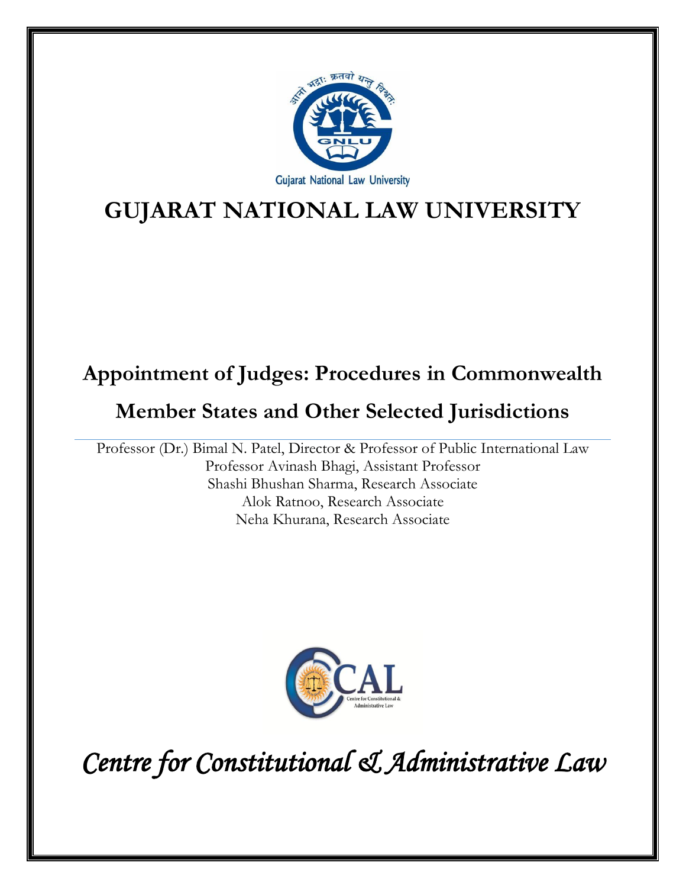# GUJARAT NATIONAL LAW UNIVERSITY

## Appointment of Judges: Procedures in Commonwealth Member States and Other Selected Jurisdictions

Professor (Dr.) Bimal N. Patel, Director & Professor of Public International Law
Professor Avinash Bhagi, Assistant Professor
Shashi Bhushan Sharma, Research Associate
Alok Ratnoo, Research Associate
Neha Khurana, Research Associate

*Centre for Constitutional & Administrative Law*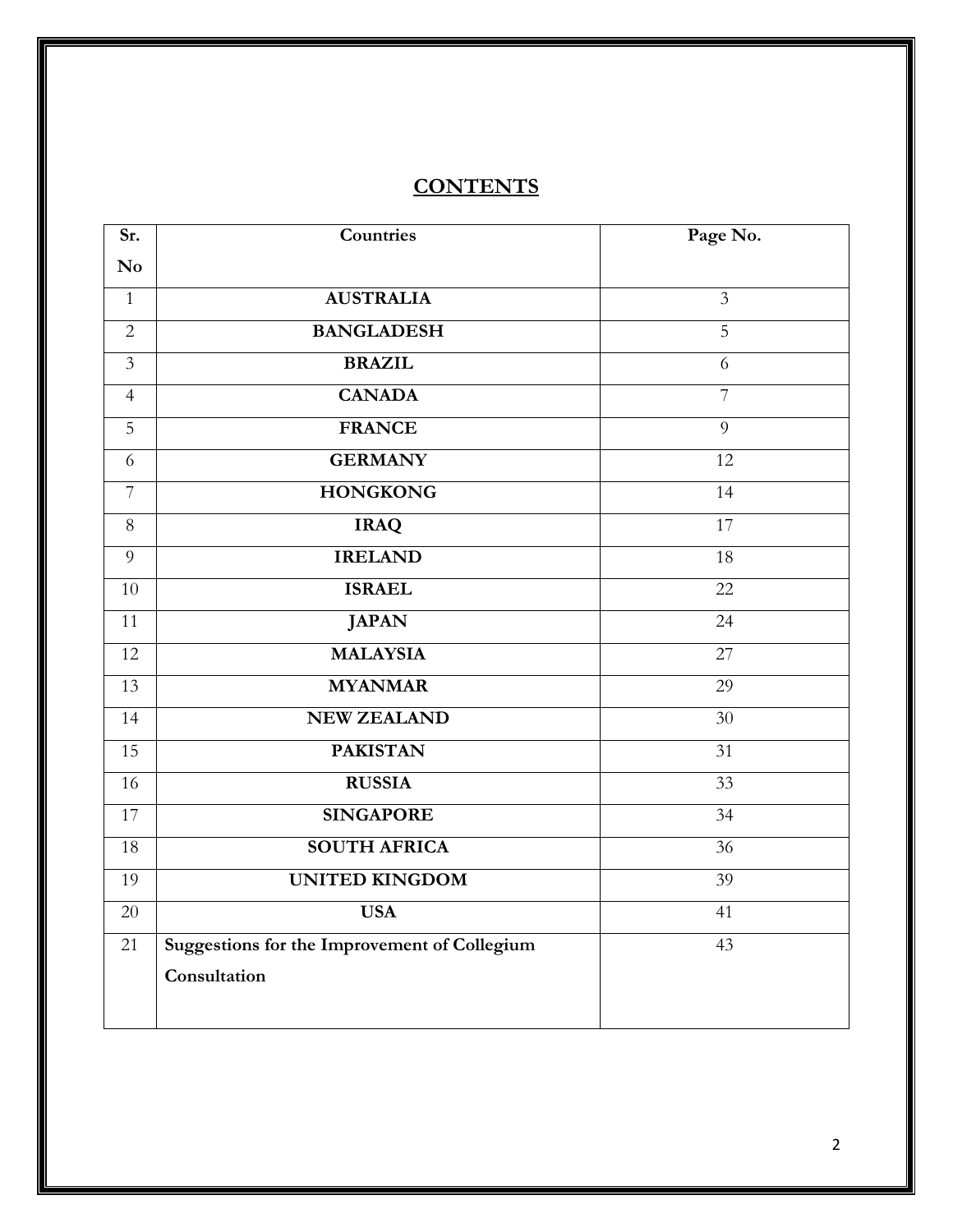# CONTENTS

| Sr. No | Countries | Page No. |
|---|---|---|
| 1 | **AUSTRALIA** | 3 |
| 2 | **BANGLADESH** | 5 |
| 3 | **BRAZIL** | 6 |
| 4 | **CANADA** | 7 |
| 5 | **FRANCE** | 9 |
| 6 | **GERMANY** | 12 |
| 7 | **HONGKONG** | 14 |
| 8 | **IRAQ** | 17 |
| 9 | **IRELAND** | 18 |
| 10 | **ISRAEL** | 22 |
| 11 | **JAPAN** | 24 |
| 12 | **MALAYSIA** | 27 |
| 13 | **MYANMAR** | 29 |
| 14 | **NEW ZEALAND** | 30 |
| 15 | **PAKISTAN** | 31 |
| 16 | **RUSSIA** | 33 |
| 17 | **SINGAPORE** | 34 |
| 18 | **SOUTH AFRICA** | 36 |
| 19 | **UNITED KINGDOM** | 39 |
| 20 | **USA** | 41 |
| 21 | **Suggestions for the Improvement of Collegium Consultation** | 43 |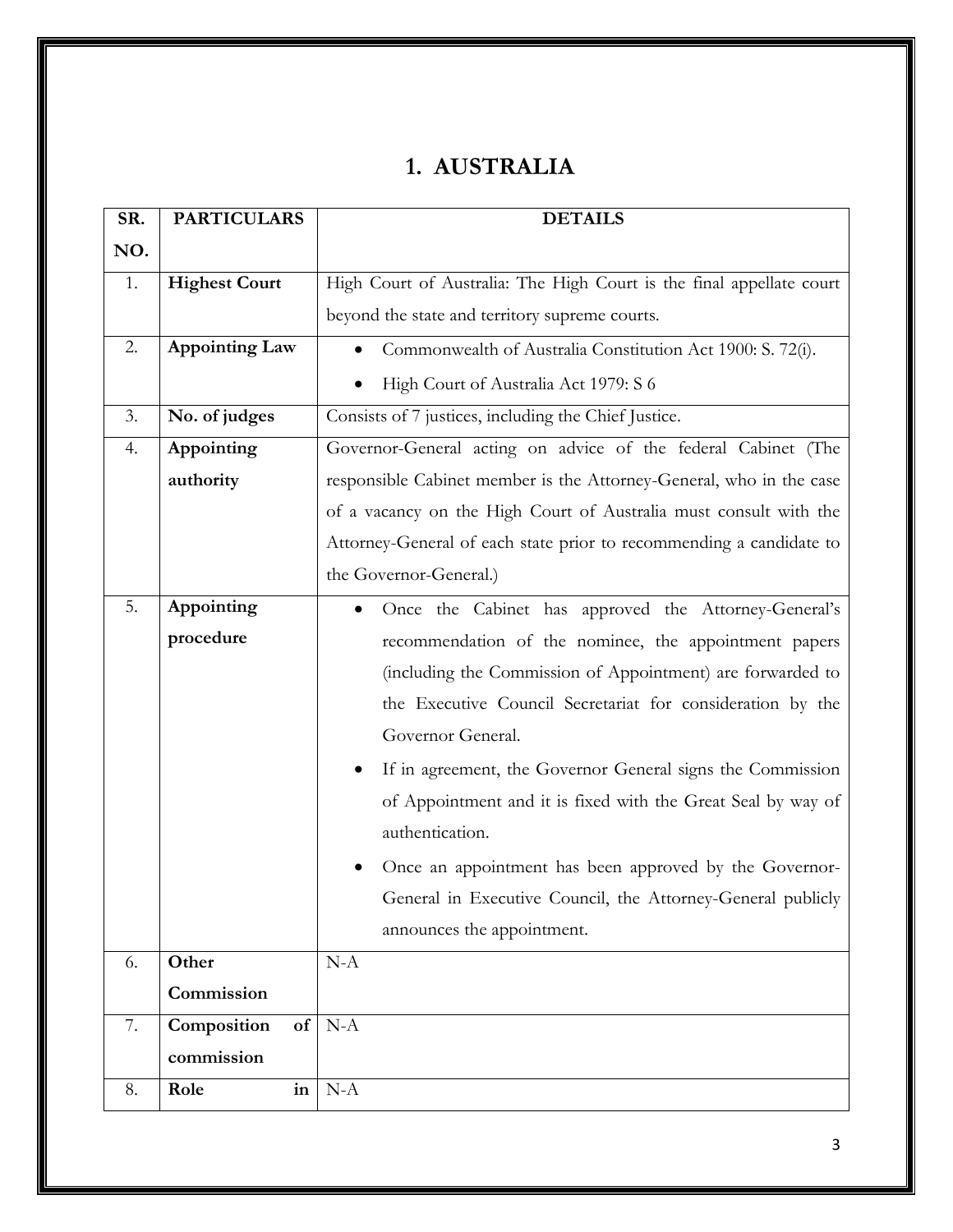# 1. AUSTRALIA

| SR. NO. | PARTICULARS | DETAILS |
|---|---|---|
| 1. | **Highest Court** | High Court of Australia: The High Court is the final appellate court beyond the state and territory supreme courts. |
| 2. | **Appointing Law** | • Commonwealth of Australia Constitution Act 1900: S. 72(i).<br>• High Court of Australia Act 1979: S 6 |
| 3. | **No. of judges** | Consists of 7 justices, including the Chief Justice. |
| 4. | **Appointing authority** | Governor-General acting on advice of the federal Cabinet (The responsible Cabinet member is the Attorney-General, who in the case of a vacancy on the High Court of Australia must consult with the Attorney-General of each state prior to recommending a candidate to the Governor-General.) |
| 5. | **Appointing procedure** | • Once the Cabinet has approved the Attorney-General's recommendation of the nominee, the appointment papers (including the Commission of Appointment) are forwarded to the Executive Council Secretariat for consideration by the Governor General.<br>• If in agreement, the Governor General signs the Commission of Appointment and it is fixed with the Great Seal by way of authentication.<br>• Once an appointment has been approved by the Governor-General in Executive Council, the Attorney-General publicly announces the appointment. |
| 6. | **Other Commission** | N-A |
| 7. | **Composition of commission** | N-A |
| 8. | **Role in** | N-A |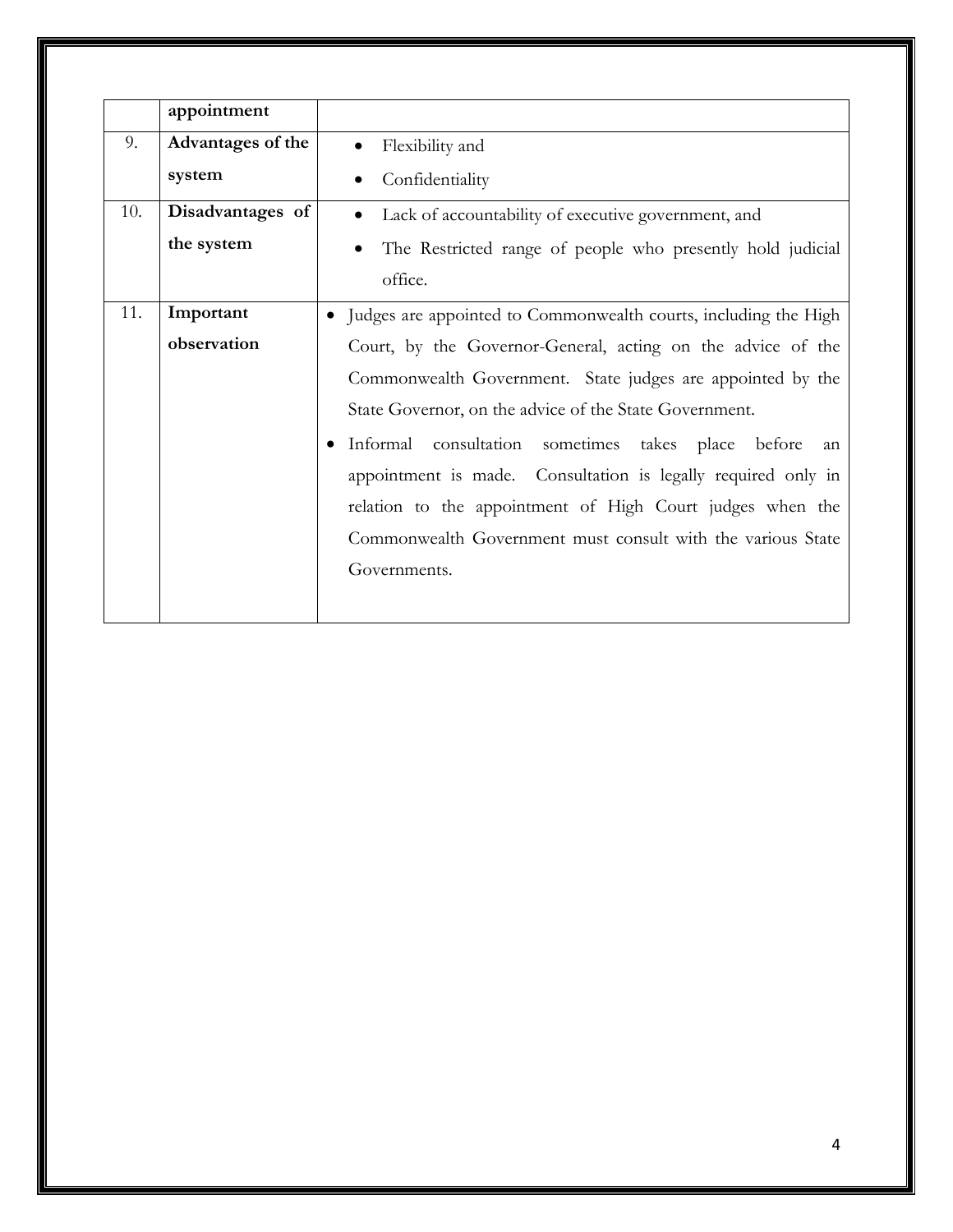| | | |
|---|---|---|
| | **appointment** | |
| 9. | **Advantages of the system** | • Flexibility and<br>• Confidentiality |
| 10. | **Disadvantages of the system** | • Lack of accountability of executive government, and<br>• The Restricted range of people who presently hold judicial office. |
| 11. | **Important observation** | • Judges are appointed to Commonwealth courts, including the High Court, by the Governor-General, acting on the advice of the Commonwealth Government. State judges are appointed by the State Governor, on the advice of the State Government.<br>• Informal consultation sometimes takes place before an appointment is made. Consultation is legally required only in relation to the appointment of High Court judges when the Commonwealth Government must consult with the various State Governments. |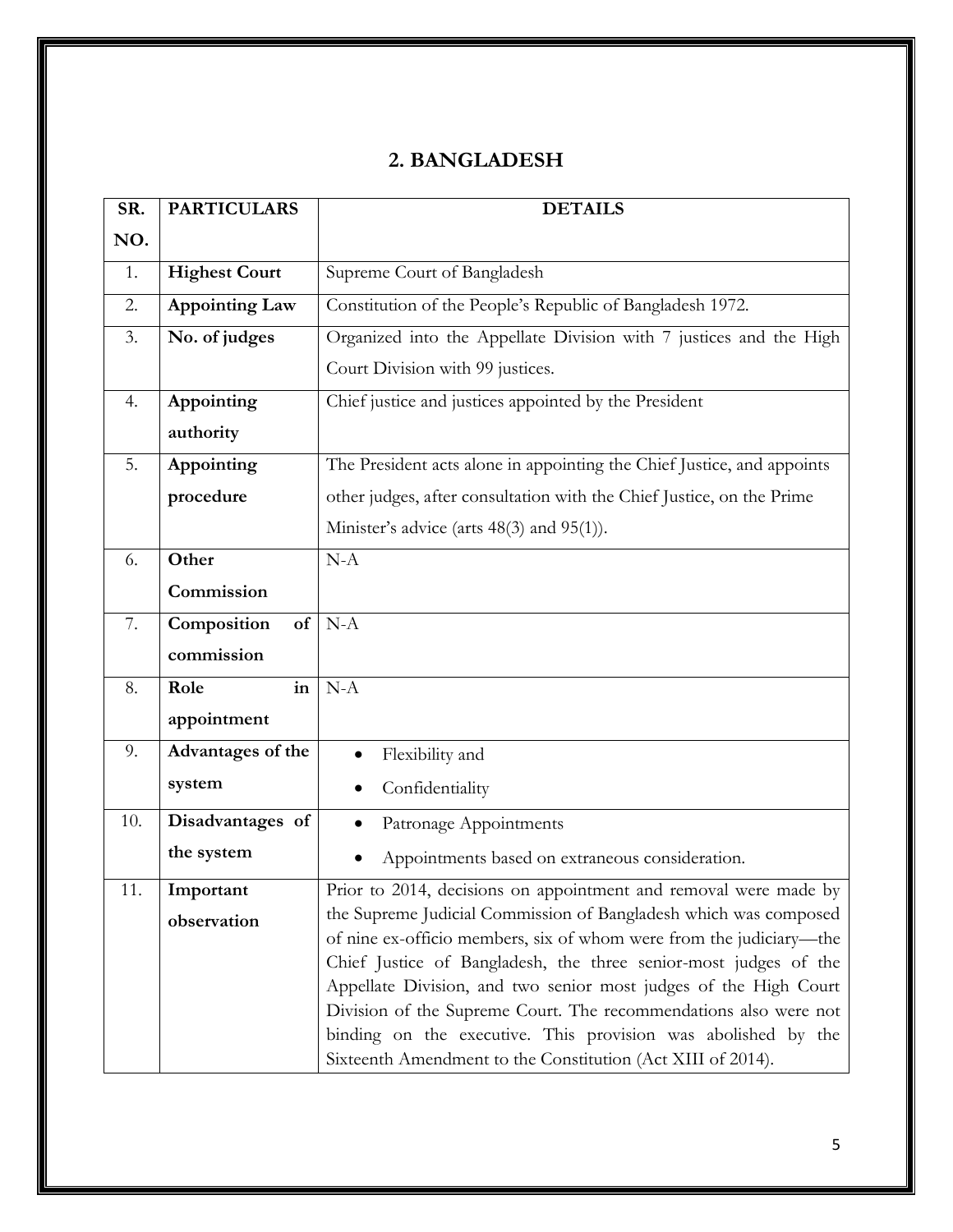## 2. BANGLADESH

| SR. NO. | PARTICULARS | DETAILS |
| --- | --- | --- |
| 1. | **Highest Court** | Supreme Court of Bangladesh |
| 2. | **Appointing Law** | Constitution of the People's Republic of Bangladesh 1972. |
| 3. | **No. of judges** | Organized into the Appellate Division with 7 justices and the High Court Division with 99 justices. |
| 4. | **Appointing authority** | Chief justice and justices appointed by the President |
| 5. | **Appointing procedure** | The President acts alone in appointing the Chief Justice, and appoints other judges, after consultation with the Chief Justice, on the Prime Minister's advice (arts 48(3) and 95(1)). |
| 6. | **Other Commission** | N-A |
| 7. | **Composition of commission** | N-A |
| 8. | **Role in appointment** | N-A |
| 9. | **Advantages of the system** | • Flexibility and<br>• Confidentiality |
| 10. | **Disadvantages of the system** | • Patronage Appointments<br>• Appointments based on extraneous consideration. |
| 11. | **Important observation** | Prior to 2014, decisions on appointment and removal were made by the Supreme Judicial Commission of Bangladesh which was composed of nine ex-officio members, six of whom were from the judiciary—the Chief Justice of Bangladesh, the three senior-most judges of the Appellate Division, and two senior most judges of the High Court Division of the Supreme Court. The recommendations also were not binding on the executive. This provision was abolished by the Sixteenth Amendment to the Constitution (Act XIII of 2014). |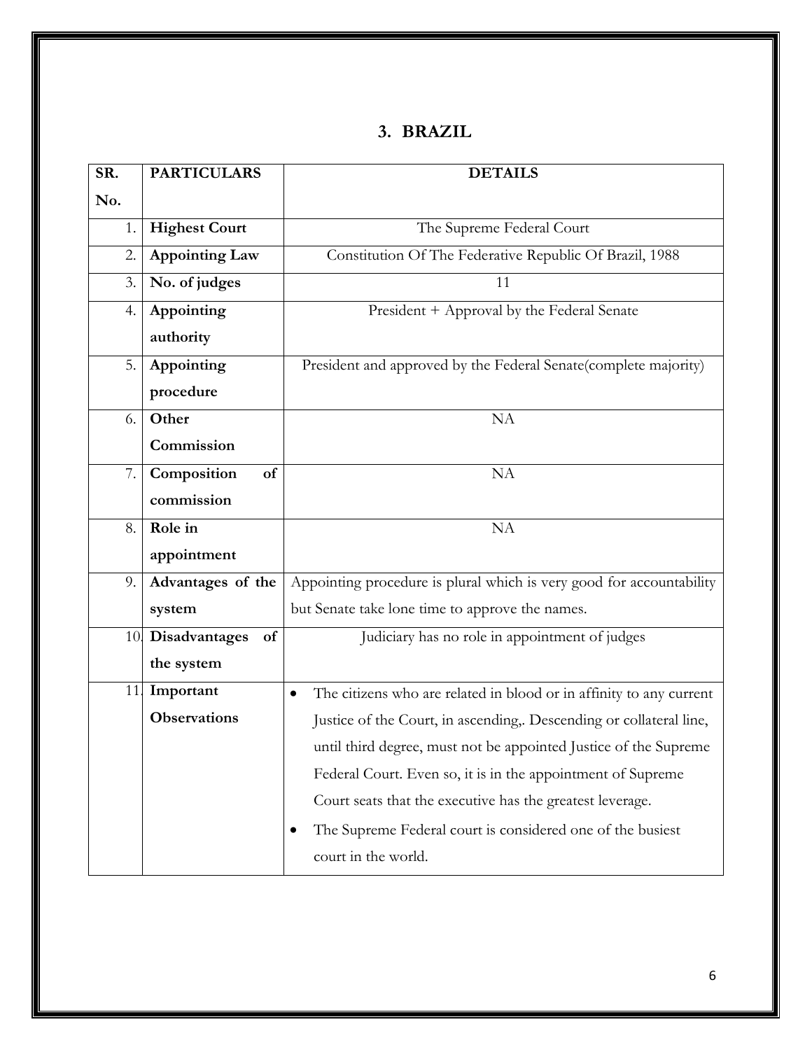## 3. BRAZIL

| SR. No. | PARTICULARS | DETAILS |
|---|---|---|
| 1. | **Highest Court** | The Supreme Federal Court |
| 2. | **Appointing Law** | Constitution Of The Federative Republic Of Brazil, 1988 |
| 3. | **No. of judges** | 11 |
| 4. | **Appointing authority** | President + Approval by the Federal Senate |
| 5. | **Appointing procedure** | President and approved by the Federal Senate(complete majority) |
| 6. | **Other Commission** | NA |
| 7. | **Composition of commission** | NA |
| 8. | **Role in appointment** | NA |
| 9. | **Advantages of the system** | Appointing procedure is plural which is very good for accountability but Senate take lone time to approve the names. |
| 10. | **Disadvantages of the system** | Judiciary has no role in appointment of judges |
| 11. | **Important Observations** | • The citizens who are related in blood or in affinity to any current Justice of the Court, in ascending,. Descending or collateral line, until third degree, must not be appointed Justice of the Supreme Federal Court. Even so, it is in the appointment of Supreme Court seats that the executive has the greatest leverage.<br>• The Supreme Federal court is considered one of the busiest court in the world. |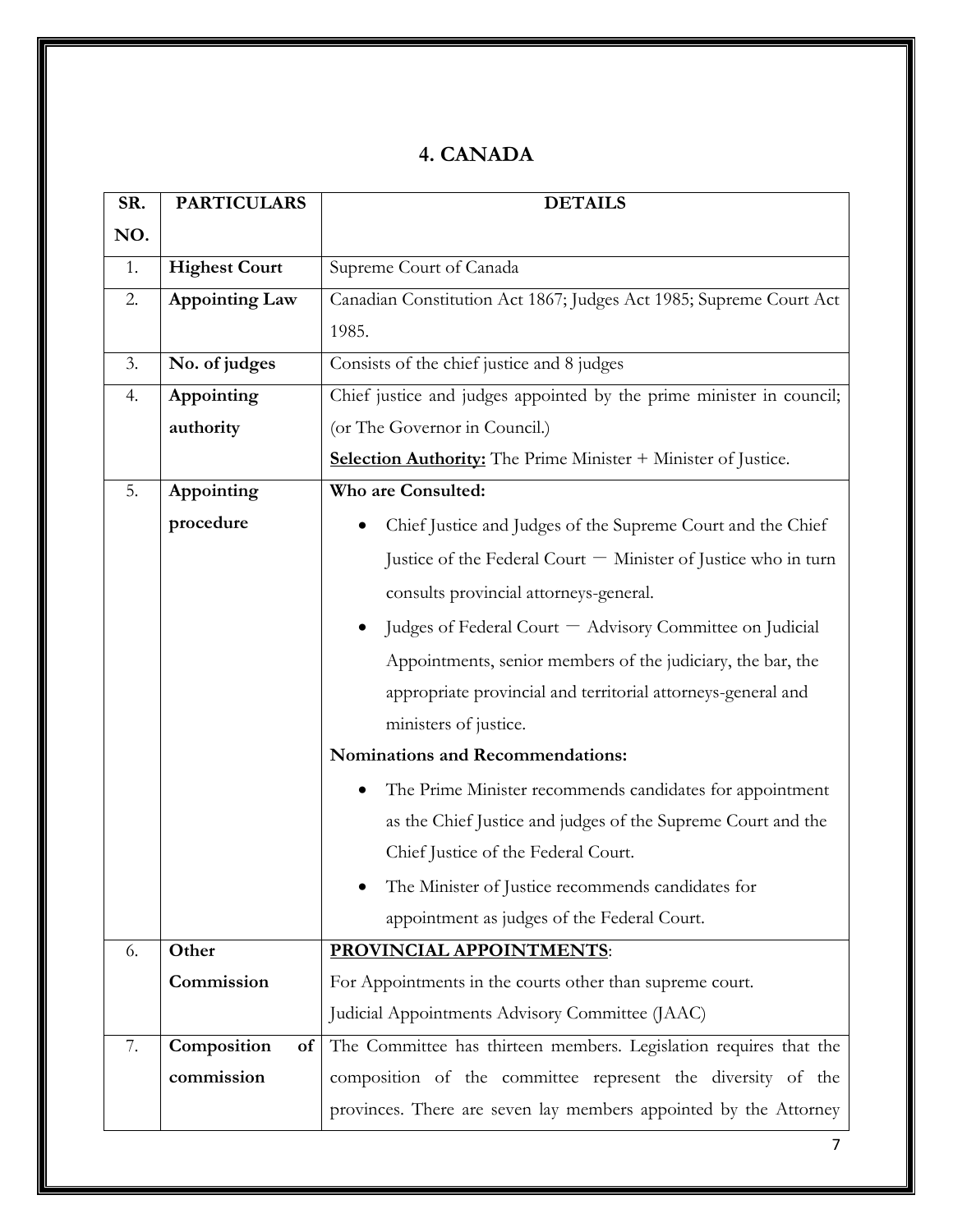## 4. CANADA

| SR. NO. | PARTICULARS | DETAILS |
|---|---|---|
| 1. | **Highest Court** | Supreme Court of Canada |
| 2. | **Appointing Law** | Canadian Constitution Act 1867; Judges Act 1985; Supreme Court Act 1985. |
| 3. | **No. of judges** | Consists of the chief justice and 8 judges |
| 4. | **Appointing authority** | Chief justice and judges appointed by the prime minister in council; (or The Governor in Council.)<br>**Selection Authority:** The Prime Minister + Minister of Justice. |
| 5. | **Appointing procedure** | **Who are Consulted:**<br>• Chief Justice and Judges of the Supreme Court and the Chief Justice of the Federal Court — Minister of Justice who in turn consults provincial attorneys-general.<br>• Judges of Federal Court — Advisory Committee on Judicial Appointments, senior members of the judiciary, the bar, the appropriate provincial and territorial attorneys-general and ministers of justice.<br>**Nominations and Recommendations:**<br>• The Prime Minister recommends candidates for appointment as the Chief Justice and judges of the Supreme Court and the Chief Justice of the Federal Court.<br>• The Minister of Justice recommends candidates for appointment as judges of the Federal Court. |
| 6. | **Other Commission** | **PROVINCIAL APPOINTMENTS**:<br>For Appointments in the courts other than supreme court.<br>Judicial Appointments Advisory Committee (JAAC) |
| 7. | **Composition of commission** | The Committee has thirteen members. Legislation requires that the composition of the committee represent the diversity of the provinces. There are seven lay members appointed by the Attorney |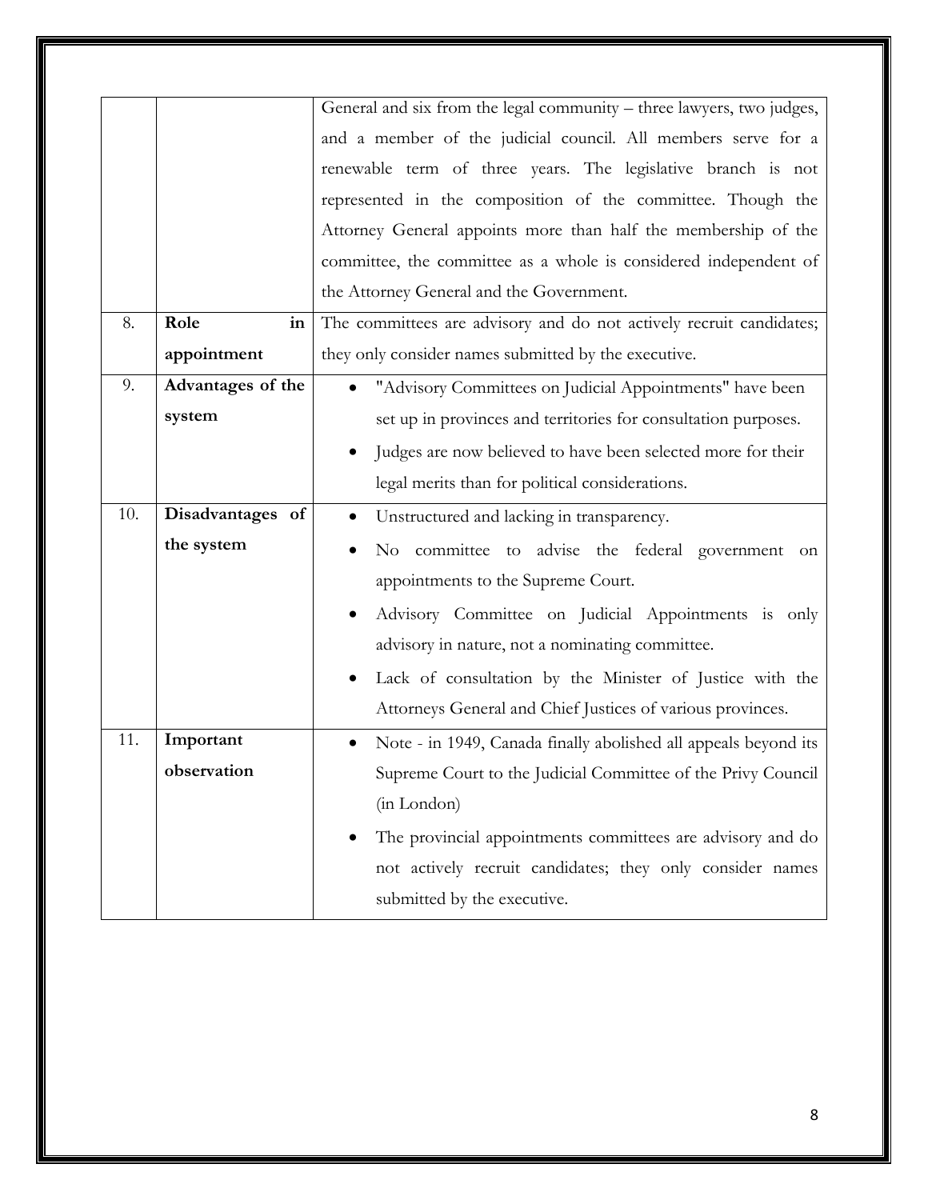|  |  |  |
| --- | --- | --- |
|  |  | General and six from the legal community – three lawyers, two judges, and a member of the judicial council. All members serve for a renewable term of three years. The legislative branch is not represented in the composition of the committee. Though the Attorney General appoints more than half the membership of the committee, the committee as a whole is considered independent of the Attorney General and the Government. |
| 8. | **Role in appointment** | The committees are advisory and do not actively recruit candidates; they only consider names submitted by the executive. |
| 9. | **Advantages of the system** | • "Advisory Committees on Judicial Appointments" have been set up in provinces and territories for consultation purposes. <br>• Judges are now believed to have been selected more for their legal merits than for political considerations. |
| 10. | **Disadvantages of the system** | • Unstructured and lacking in transparency. <br>• No committee to advise the federal government on appointments to the Supreme Court. <br>• Advisory Committee on Judicial Appointments is only advisory in nature, not a nominating committee. <br>• Lack of consultation by the Minister of Justice with the Attorneys General and Chief Justices of various provinces. |
| 11. | **Important observation** | • Note - in 1949, Canada finally abolished all appeals beyond its Supreme Court to the Judicial Committee of the Privy Council (in London) <br>• The provincial appointments committees are advisory and do not actively recruit candidates; they only consider names submitted by the executive. |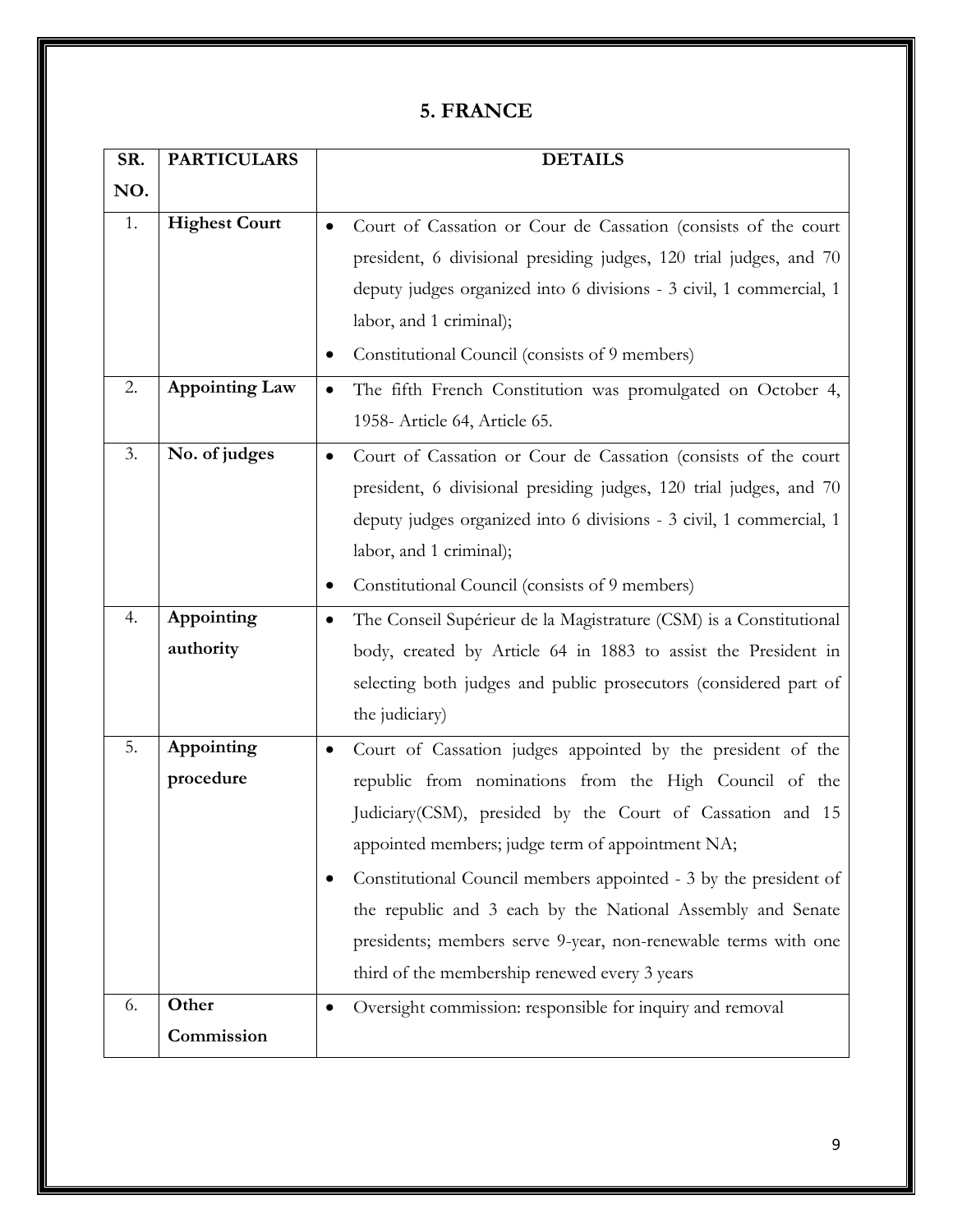## 5. FRANCE

| SR. NO. | PARTICULARS | DETAILS |
|---|---|---|
| 1. | **Highest Court** | • Court of Cassation or Cour de Cassation (consists of the court president, 6 divisional presiding judges, 120 trial judges, and 70 deputy judges organized into 6 divisions - 3 civil, 1 commercial, 1 labor, and 1 criminal);<br>• Constitutional Council (consists of 9 members) |
| 2. | **Appointing Law** | • The fifth French Constitution was promulgated on October 4, 1958- Article 64, Article 65. |
| 3. | **No. of judges** | • Court of Cassation or Cour de Cassation (consists of the court president, 6 divisional presiding judges, 120 trial judges, and 70 deputy judges organized into 6 divisions - 3 civil, 1 commercial, 1 labor, and 1 criminal);<br>• Constitutional Council (consists of 9 members) |
| 4. | **Appointing authority** | • The Conseil Supérieur de la Magistrature (CSM) is a Constitutional body, created by Article 64 in 1883 to assist the President in selecting both judges and public prosecutors (considered part of the judiciary) |
| 5. | **Appointing procedure** | • Court of Cassation judges appointed by the president of the republic from nominations from the High Council of the Judiciary(CSM), presided by the Court of Cassation and 15 appointed members; judge term of appointment NA;<br>• Constitutional Council members appointed - 3 by the president of the republic and 3 each by the National Assembly and Senate presidents; members serve 9-year, non-renewable terms with one third of the membership renewed every 3 years |
| 6. | **Other Commission** | • Oversight commission: responsible for inquiry and removal |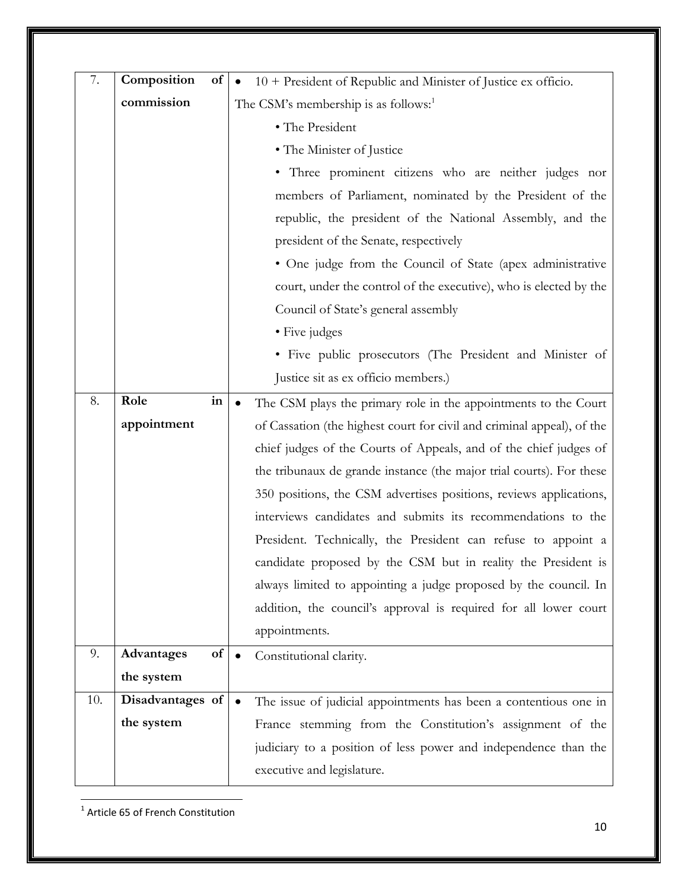| 7. | **Composition of commission** | • 10 + President of Republic and Minister of Justice ex officio.<br>The CSM's membership is as follows:[1]<br>• The President<br>• The Minister of Justice<br>• Three prominent citizens who are neither judges nor members of Parliament, nominated by the President of the republic, the president of the National Assembly, and the president of the Senate, respectively<br>• One judge from the Council of State (apex administrative court, under the control of the executive), who is elected by the Council of State's general assembly<br>• Five judges<br>• Five public prosecutors (The President and Minister of Justice sit as ex officio members.) |
|---|---|---|
| 8. | **Role in appointment** | • The CSM plays the primary role in the appointments to the Court of Cassation (the highest court for civil and criminal appeal), of the chief judges of the Courts of Appeals, and of the chief judges of the tribunaux de grande instance (the major trial courts). For these 350 positions, the CSM advertises positions, reviews applications, interviews candidates and submits its recommendations to the President. Technically, the President can refuse to appoint a candidate proposed by the CSM but in reality the President is always limited to appointing a judge proposed by the council. In addition, the council's approval is required for all lower court appointments. |
| 9. | **Advantages of the system** | • Constitutional clarity. |
| 10. | **Disadvantages of the system** | • The issue of judicial appointments has been a contentious one in France stemming from the Constitution's assignment of the judiciary to a position of less power and independence than the executive and legislature. |

[1] Article 65 of French Constitution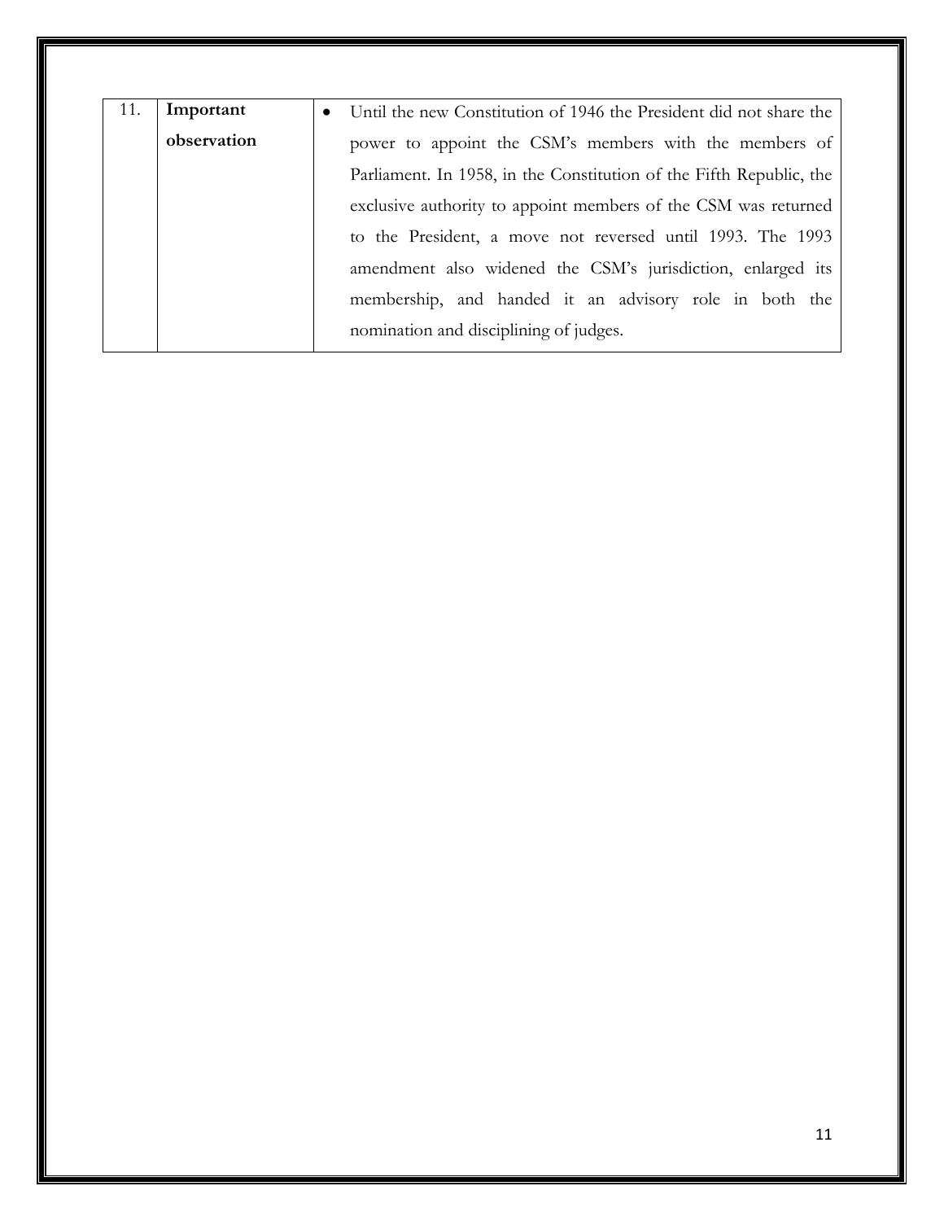| 11. | **Important observation** | • Until the new Constitution of 1946 the President did not share the power to appoint the CSM's members with the members of Parliament. In 1958, in the Constitution of the Fifth Republic, the exclusive authority to appoint members of the CSM was returned to the President, a move not reversed until 1993. The 1993 amendment also widened the CSM's jurisdiction, enlarged its membership, and handed it an advisory role in both the nomination and disciplining of judges. |
|---|---|---|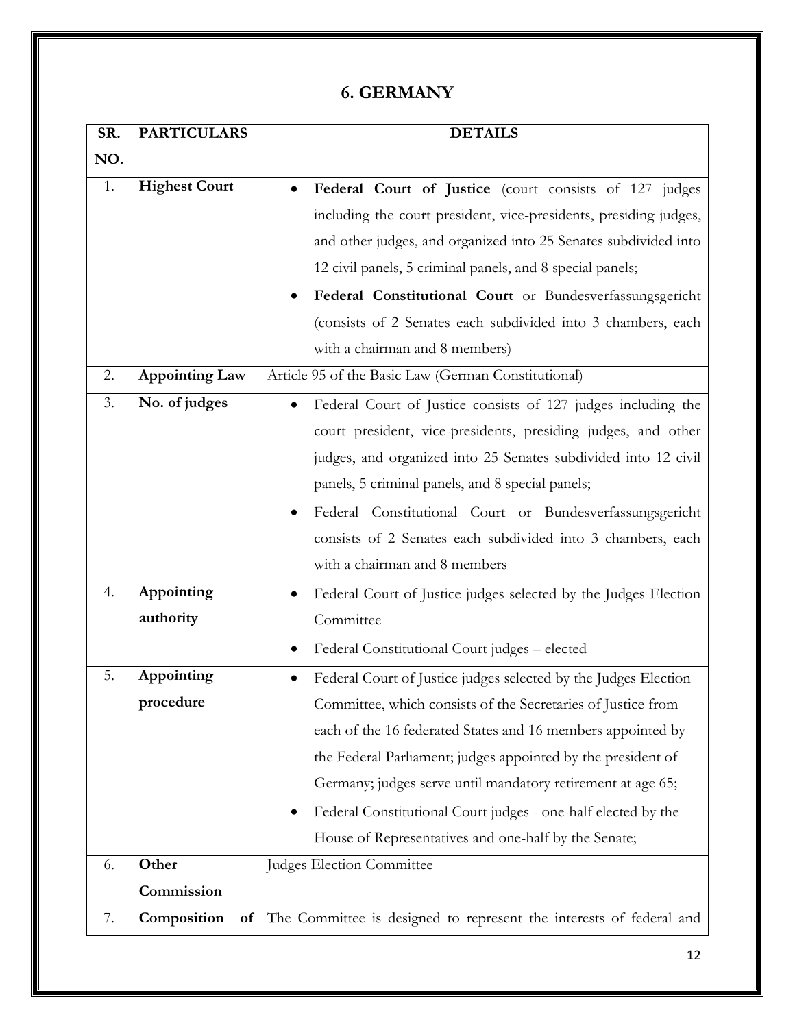## 6. GERMANY

| SR. NO. | PARTICULARS | DETAILS |
|---|---|---|
| 1. | **Highest Court** | • **Federal Court of Justice** (court consists of 127 judges including the court president, vice-presidents, presiding judges, and other judges, and organized into 25 Senates subdivided into 12 civil panels, 5 criminal panels, and 8 special panels; <br> • **Federal Constitutional Court** or Bundesverfassungsgericht (consists of 2 Senates each subdivided into 3 chambers, each with a chairman and 8 members) |
| 2. | **Appointing Law** | Article 95 of the Basic Law (German Constitutional) |
| 3. | **No. of judges** | • Federal Court of Justice consists of 127 judges including the court president, vice-presidents, presiding judges, and other judges, and organized into 25 Senates subdivided into 12 civil panels, 5 criminal panels, and 8 special panels; <br> • Federal Constitutional Court or Bundesverfassungsgericht consists of 2 Senates each subdivided into 3 chambers, each with a chairman and 8 members |
| 4. | **Appointing authority** | • Federal Court of Justice judges selected by the Judges Election Committee <br> • Federal Constitutional Court judges – elected |
| 5. | **Appointing procedure** | • Federal Court of Justice judges selected by the Judges Election Committee, which consists of the Secretaries of Justice from each of the 16 federated States and 16 members appointed by the Federal Parliament; judges appointed by the president of Germany; judges serve until mandatory retirement at age 65; <br> • Federal Constitutional Court judges - one-half elected by the House of Representatives and one-half by the Senate; |
| 6. | **Other Commission** | Judges Election Committee |
| 7. | **Composition of** | The Committee is designed to represent the interests of federal and |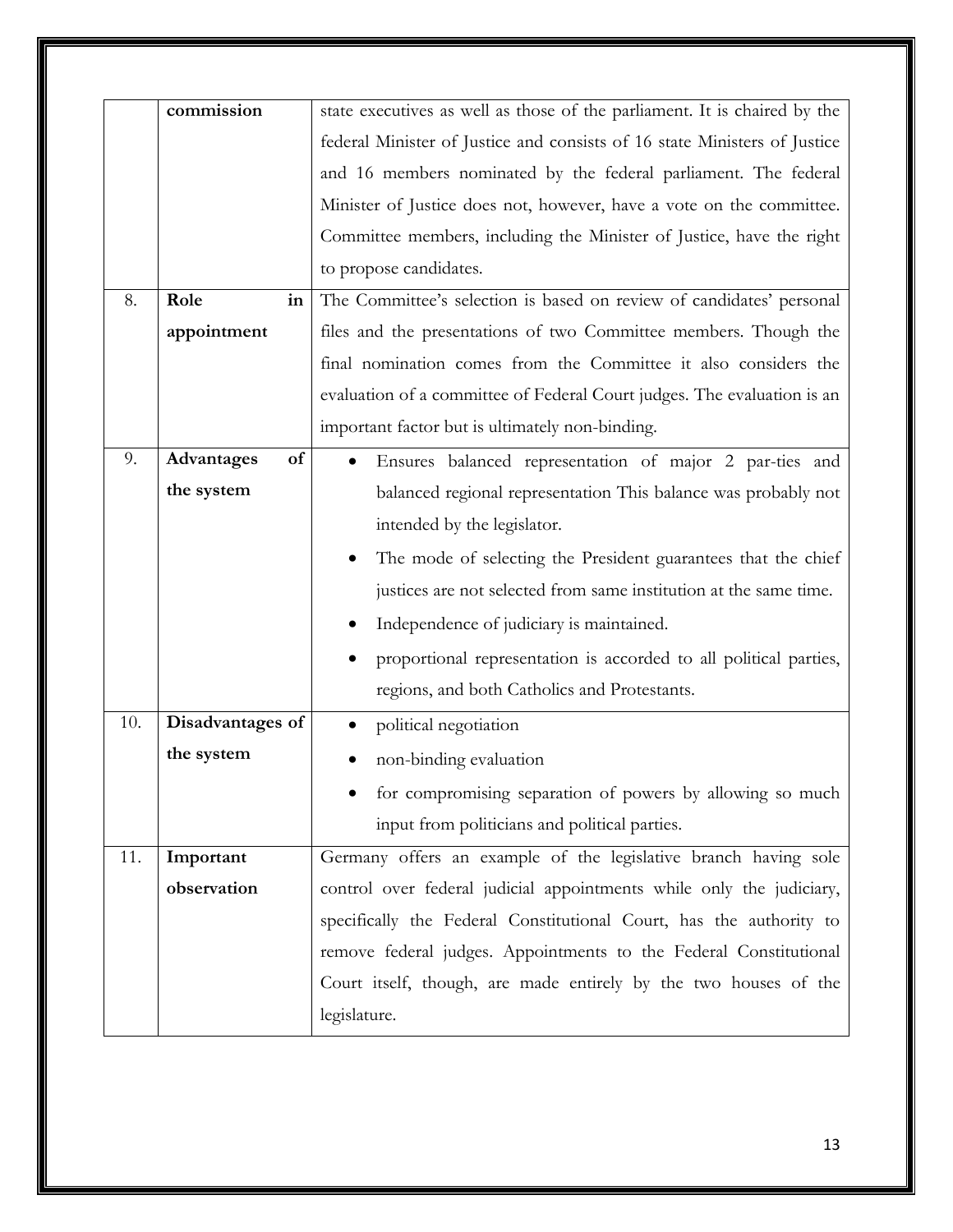| | | |
|---|---|---|
| | **commission** | state executives as well as those of the parliament. It is chaired by the federal Minister of Justice and consists of 16 state Ministers of Justice and 16 members nominated by the federal parliament. The federal Minister of Justice does not, however, have a vote on the committee. Committee members, including the Minister of Justice, have the right to propose candidates. |
| 8. | **Role in appointment** | The Committee's selection is based on review of candidates' personal files and the presentations of two Committee members. Though the final nomination comes from the Committee it also considers the evaluation of a committee of Federal Court judges. The evaluation is an important factor but is ultimately non-binding. |
| 9. | **Advantages of the system** | • Ensures balanced representation of major 2 par-ties and balanced regional representation This balance was probably not intended by the legislator.<br>• The mode of selecting the President guarantees that the chief justices are not selected from same institution at the same time.<br>• Independence of judiciary is maintained.<br>• proportional representation is accorded to all political parties, regions, and both Catholics and Protestants. |
| 10. | **Disadvantages of the system** | • political negotiation<br>• non-binding evaluation<br>• for compromising separation of powers by allowing so much input from politicians and political parties. |
| 11. | **Important observation** | Germany offers an example of the legislative branch having sole control over federal judicial appointments while only the judiciary, specifically the Federal Constitutional Court, has the authority to remove federal judges. Appointments to the Federal Constitutional Court itself, though, are made entirely by the two houses of the legislature. |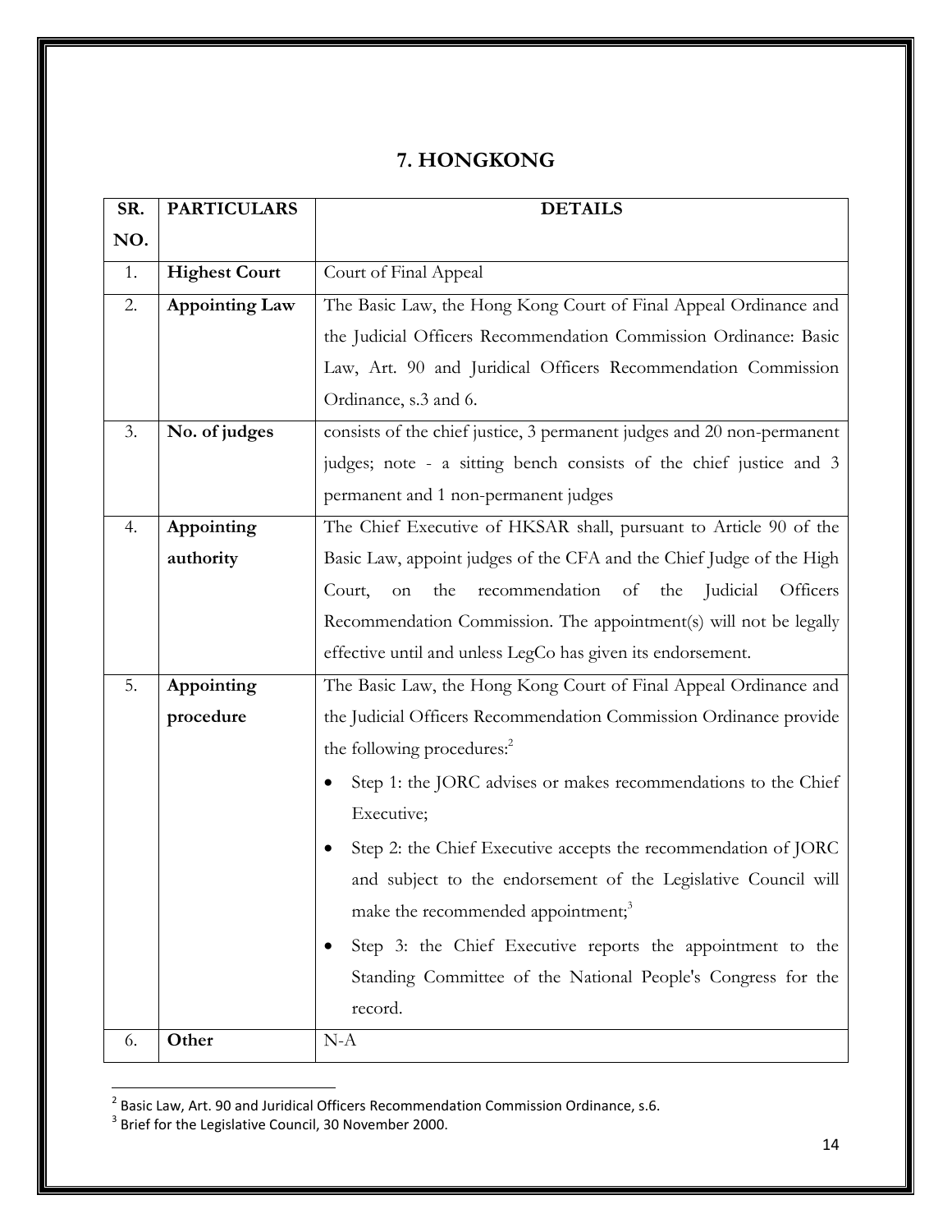## 7. HONGKONG

| SR. NO. | PARTICULARS | DETAILS |
|---|---|---|
| 1. | **Highest Court** | Court of Final Appeal |
| 2. | **Appointing Law** | The Basic Law, the Hong Kong Court of Final Appeal Ordinance and the Judicial Officers Recommendation Commission Ordinance: Basic Law, Art. 90 and Juridical Officers Recommendation Commission Ordinance, s.3 and 6. |
| 3. | **No. of judges** | consists of the chief justice, 3 permanent judges and 20 non-permanent judges; note - a sitting bench consists of the chief justice and 3 permanent and 1 non-permanent judges |
| 4. | **Appointing authority** | The Chief Executive of HKSAR shall, pursuant to Article 90 of the Basic Law, appoint judges of the CFA and the Chief Judge of the High Court, on the recommendation of the Judicial Officers Recommendation Commission. The appointment(s) will not be legally effective until and unless LegCo has given its endorsement. |
| 5. | **Appointing procedure** | The Basic Law, the Hong Kong Court of Final Appeal Ordinance and the Judicial Officers Recommendation Commission Ordinance provide the following procedures:[2] <br>• Step 1: the JORC advises or makes recommendations to the Chief Executive; <br>• Step 2: the Chief Executive accepts the recommendation of JORC and subject to the endorsement of the Legislative Council will make the recommended appointment;[3] <br>• Step 3: the Chief Executive reports the appointment to the Standing Committee of the National People's Congress for the record. |
| 6. | **Other** | N-A |

[2] Basic Law, Art. 90 and Juridical Officers Recommendation Commission Ordinance, s.6.

[3] Brief for the Legislative Council, 30 November 2000.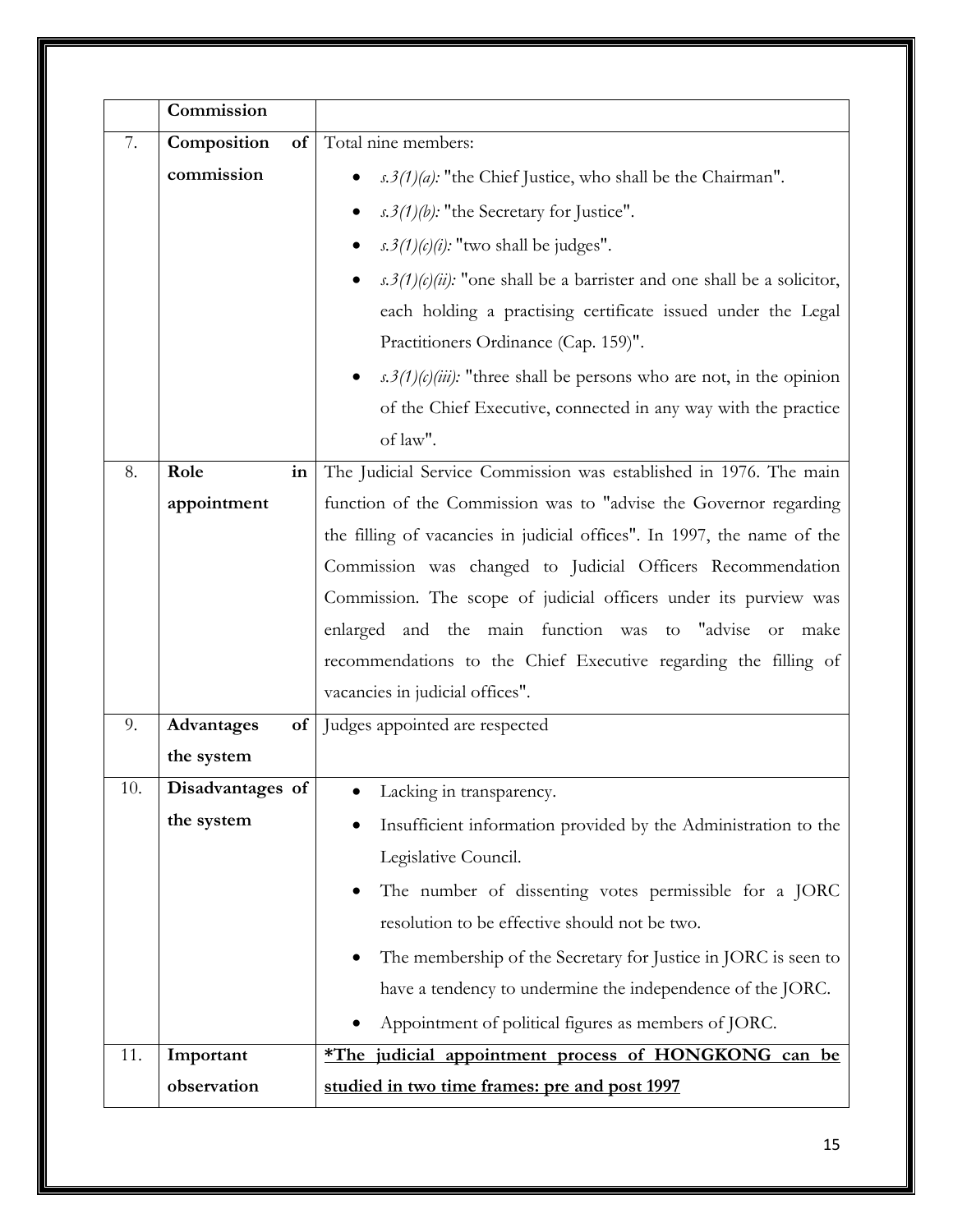|  | Commission |  |
|---|---|---|
| 7. | **Composition of commission** | Total nine members:<br>• *s.3(1)(a):* "the Chief Justice, who shall be the Chairman".<br>• *s.3(1)(b):* "the Secretary for Justice".<br>• *s.3(1)(c)(i):* "two shall be judges".<br>• *s.3(1)(c)(ii):* "one shall be a barrister and one shall be a solicitor, each holding a practising certificate issued under the Legal Practitioners Ordinance (Cap. 159)".<br>• *s.3(1)(c)(iii):* "three shall be persons who are not, in the opinion of the Chief Executive, connected in any way with the practice of law". |
| 8. | **Role in appointment** | The Judicial Service Commission was established in 1976. The main function of the Commission was to "advise the Governor regarding the filling of vacancies in judicial offices". In 1997, the name of the Commission was changed to Judicial Officers Recommendation Commission. The scope of judicial officers under its purview was enlarged and the main function was to "advise or make recommendations to the Chief Executive regarding the filling of vacancies in judicial offices". |
| 9. | **Advantages of the system** | Judges appointed are respected |
| 10. | **Disadvantages of the system** | • Lacking in transparency.<br>• Insufficient information provided by the Administration to the Legislative Council.<br>• The number of dissenting votes permissible for a JORC resolution to be effective should not be two.<br>• The membership of the Secretary for Justice in JORC is seen to have a tendency to undermine the independence of the JORC.<br>• Appointment of political figures as members of JORC. |
| 11. | **Important observation** | **<u>*The judicial appointment process of HONGKONG can be studied in two time frames: pre and post 1997</u>** |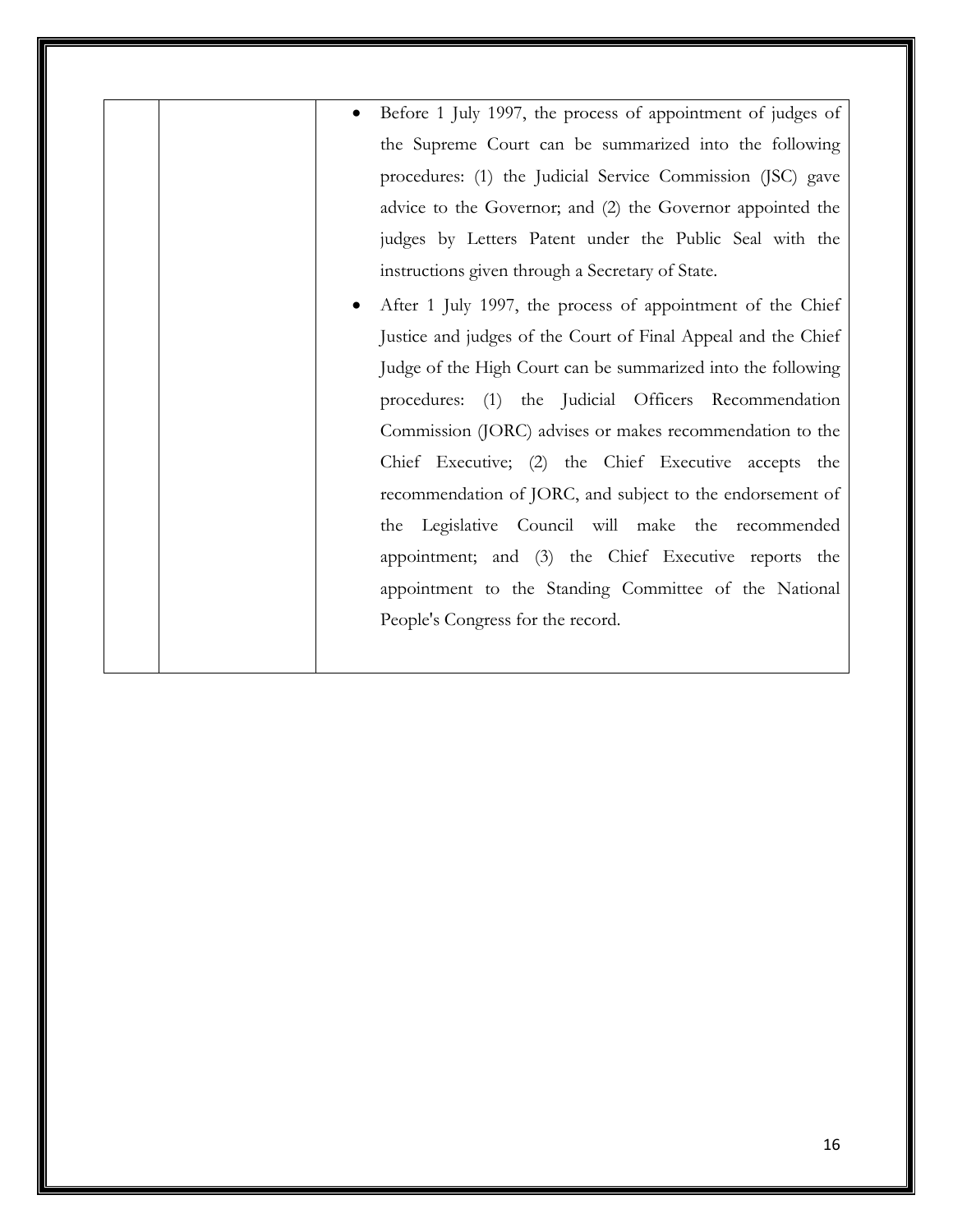| | | |
|---|---|---|
| | | • Before 1 July 1997, the process of appointment of judges of the Supreme Court can be summarized into the following procedures: (1) the Judicial Service Commission (JSC) gave advice to the Governor; and (2) the Governor appointed the judges by Letters Patent under the Public Seal with the instructions given through a Secretary of State.<br>• After 1 July 1997, the process of appointment of the Chief Justice and judges of the Court of Final Appeal and the Chief Judge of the High Court can be summarized into the following procedures: (1) the Judicial Officers Recommendation Commission (JORC) advises or makes recommendation to the Chief Executive; (2) the Chief Executive accepts the recommendation of JORC, and subject to the endorsement of the Legislative Council will make the recommended appointment; and (3) the Chief Executive reports the appointment to the Standing Committee of the National People's Congress for the record. |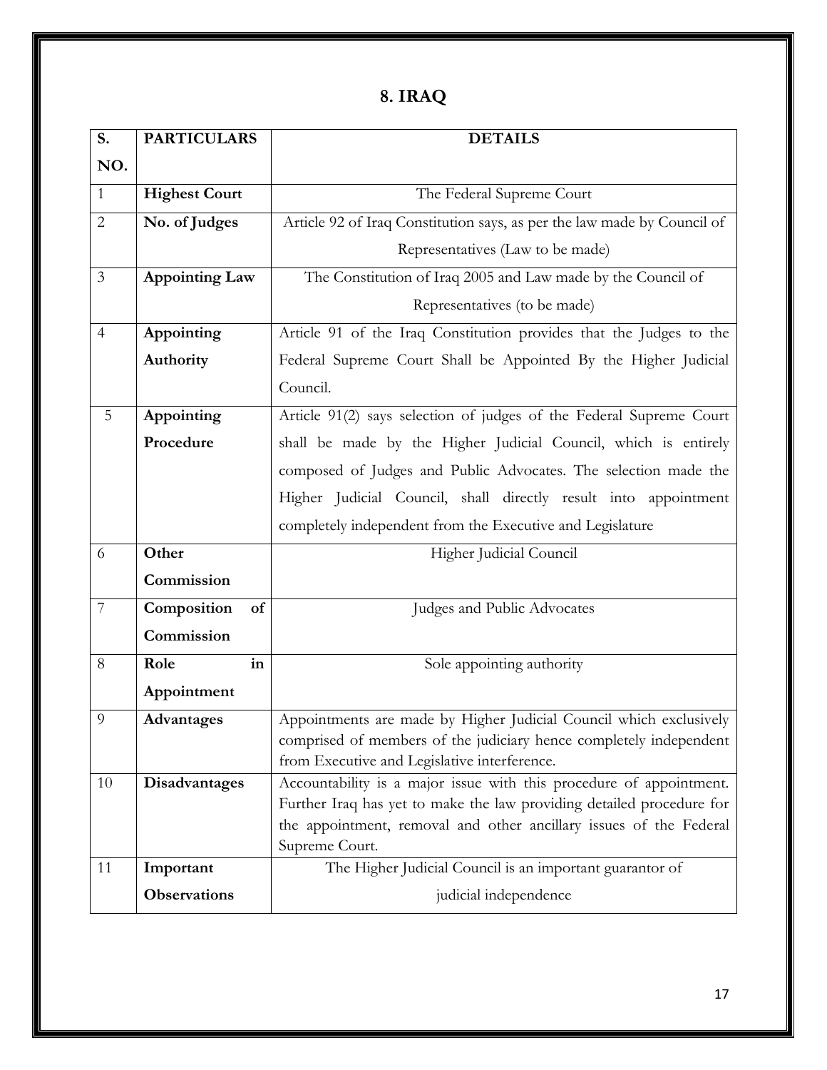# 8. IRAQ

| S. NO. | PARTICULARS | DETAILS |
|---|---|---|
| 1 | **Highest Court** | The Federal Supreme Court |
| 2 | **No. of Judges** | Article 92 of Iraq Constitution says, as per the law made by Council of Representatives (Law to be made) |
| 3 | **Appointing Law** | The Constitution of Iraq 2005 and Law made by the Council of Representatives (to be made) |
| 4 | **Appointing Authority** | Article 91 of the Iraq Constitution provides that the Judges to the Federal Supreme Court Shall be Appointed By the Higher Judicial Council. |
| 5 | **Appointing Procedure** | Article 91(2) says selection of judges of the Federal Supreme Court shall be made by the Higher Judicial Council, which is entirely composed of Judges and Public Advocates. The selection made the Higher Judicial Council, shall directly result into appointment completely independent from the Executive and Legislature |
| 6 | **Other Commission** | Higher Judicial Council |
| 7 | **Composition of Commission** | Judges and Public Advocates |
| 8 | **Role in Appointment** | Sole appointing authority |
| 9 | **Advantages** | Appointments are made by Higher Judicial Council which exclusively comprised of members of the judiciary hence completely independent from Executive and Legislative interference. |
| 10 | **Disadvantages** | Accountability is a major issue with this procedure of appointment. Further Iraq has yet to make the law providing detailed procedure for the appointment, removal and other ancillary issues of the Federal Supreme Court. |
| 11 | **Important Observations** | The Higher Judicial Council is an important guarantor of judicial independence |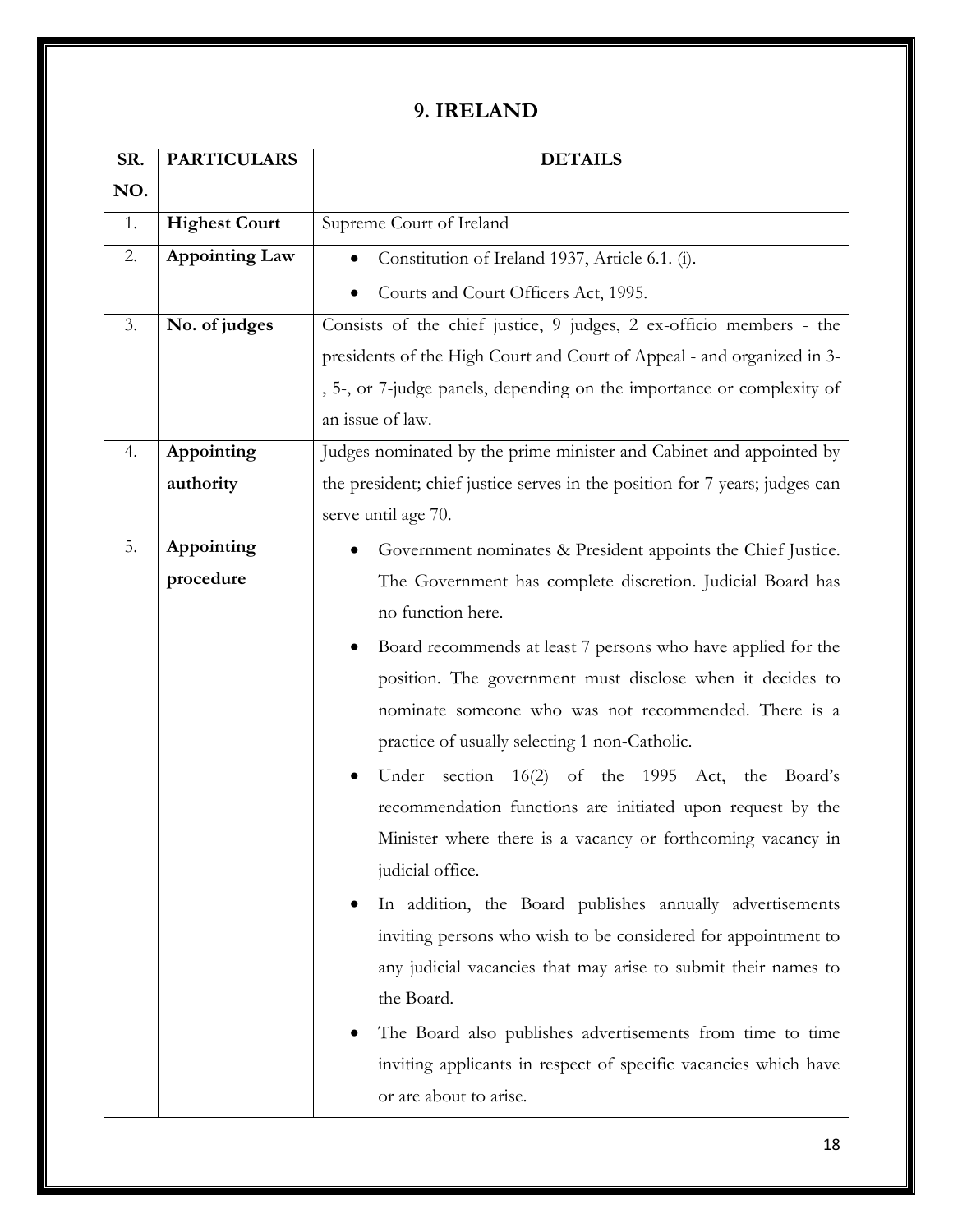## 9. IRELAND

| SR. NO. | PARTICULARS | DETAILS |
|---|---|---|
| 1. | **Highest Court** | Supreme Court of Ireland |
| 2. | **Appointing Law** | • Constitution of Ireland 1937, Article 6.1. (i).<br>• Courts and Court Officers Act, 1995. |
| 3. | **No. of judges** | Consists of the chief justice, 9 judges, 2 ex-officio members - the presidents of the High Court and Court of Appeal - and organized in 3-, 5-, or 7-judge panels, depending on the importance or complexity of an issue of law. |
| 4. | **Appointing authority** | Judges nominated by the prime minister and Cabinet and appointed by the president; chief justice serves in the position for 7 years; judges can serve until age 70. |
| 5. | **Appointing procedure** | • Government nominates & President appoints the Chief Justice. The Government has complete discretion. Judicial Board has no function here.<br>• Board recommends at least 7 persons who have applied for the position. The government must disclose when it decides to nominate someone who was not recommended. There is a practice of usually selecting 1 non-Catholic.<br>• Under section 16(2) of the 1995 Act, the Board's recommendation functions are initiated upon request by the Minister where there is a vacancy or forthcoming vacancy in judicial office.<br>• In addition, the Board publishes annually advertisements inviting persons who wish to be considered for appointment to any judicial vacancies that may arise to submit their names to the Board.<br>• The Board also publishes advertisements from time to time inviting applicants in respect of specific vacancies which have or are about to arise. |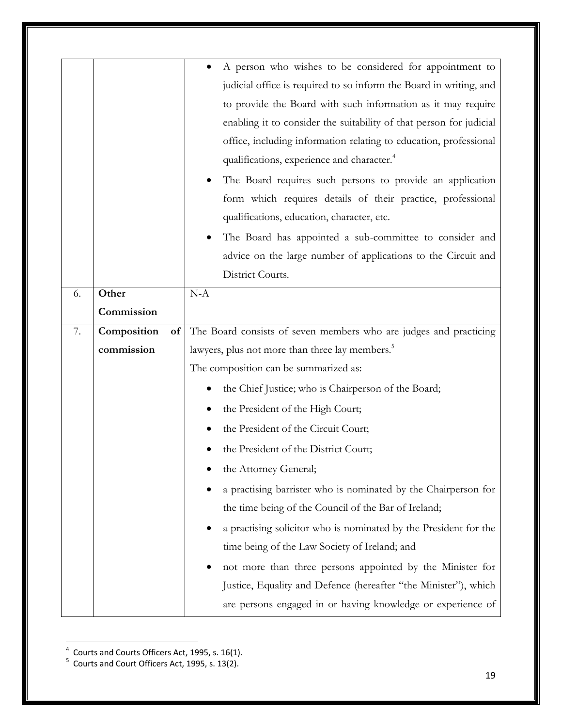| | | |
|---|---|---|
| | | • A person who wishes to be considered for appointment to judicial office is required to so inform the Board in writing, and to provide the Board with such information as it may require enabling it to consider the suitability of that person for judicial office, including information relating to education, professional qualifications, experience and character.[4]<br>• The Board requires such persons to provide an application form which requires details of their practice, professional qualifications, education, character, etc.<br>• The Board has appointed a sub-committee to consider and advice on the large number of applications to the Circuit and District Courts. |
| 6. | **Other Commission** | N-A |
| 7. | **Composition of commission** | The Board consists of seven members who are judges and practicing lawyers, plus not more than three lay members.[5]<br>The composition can be summarized as:<br>• the Chief Justice; who is Chairperson of the Board;<br>• the President of the High Court;<br>• the President of the Circuit Court;<br>• the President of the District Court;<br>• the Attorney General;<br>• a practising barrister who is nominated by the Chairperson for the time being of the Council of the Bar of Ireland;<br>• a practising solicitor who is nominated by the President for the time being of the Law Society of Ireland; and<br>• not more than three persons appointed by the Minister for Justice, Equality and Defence (hereafter "the Minister"), which are persons engaged in or having knowledge or experience of |

[4] Courts and Courts Officers Act, 1995, s. 16(1).

[5] Courts and Court Officers Act, 1995, s. 13(2).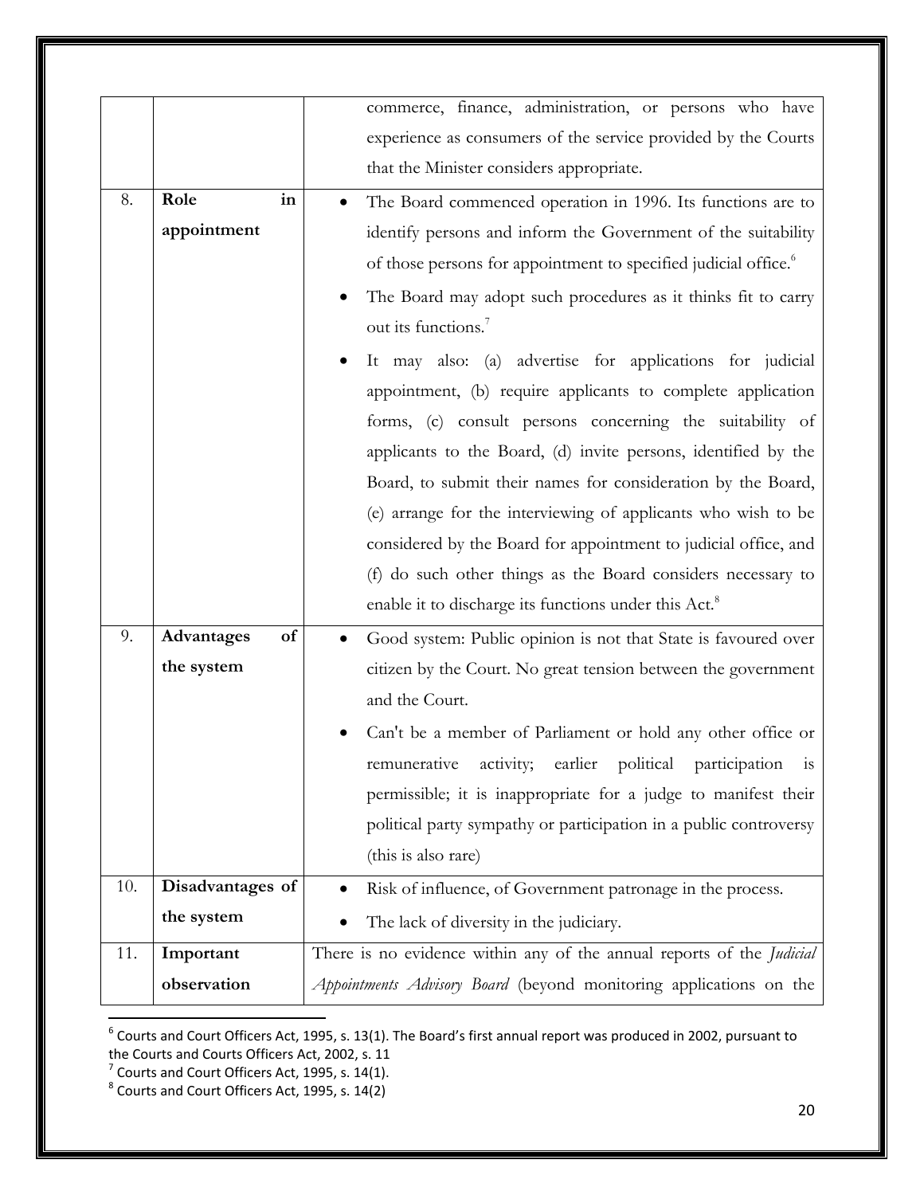| | | |
|---|---|---|
| | | commerce, finance, administration, or persons who have experience as consumers of the service provided by the Courts that the Minister considers appropriate. |
| 8. | **Role in appointment** | • The Board commenced operation in 1996. Its functions are to identify persons and inform the Government of the suitability of those persons for appointment to specified judicial office.[6]<br>• The Board may adopt such procedures as it thinks fit to carry out its functions.[7]<br>• It may also: (a) advertise for applications for judicial appointment, (b) require applicants to complete application forms, (c) consult persons concerning the suitability of applicants to the Board, (d) invite persons, identified by the Board, to submit their names for consideration by the Board, (e) arrange for the interviewing of applicants who wish to be considered by the Board for appointment to judicial office, and (f) do such other things as the Board considers necessary to enable it to discharge its functions under this Act.[8] |
| 9. | **Advantages of the system** | • Good system: Public opinion is not that State is favoured over citizen by the Court. No great tension between the government and the Court.<br>• Can't be a member of Parliament or hold any other office or remunerative activity; earlier political participation is permissible; it is inappropriate for a judge to manifest their political party sympathy or participation in a public controversy (this is also rare) |
| 10. | **Disadvantages of the system** | • Risk of influence, of Government patronage in the process.<br>• The lack of diversity in the judiciary. |
| 11. | **Important observation** | There is no evidence within any of the annual reports of the *Judicial Appointments Advisory Board* (beyond monitoring applications on the |

[6] Courts and Court Officers Act, 1995, s. 13(1). The Board's first annual report was produced in 2002, pursuant to the Courts and Courts Officers Act, 2002, s. 11

[7] Courts and Court Officers Act, 1995, s. 14(1).

[8] Courts and Court Officers Act, 1995, s. 14(2)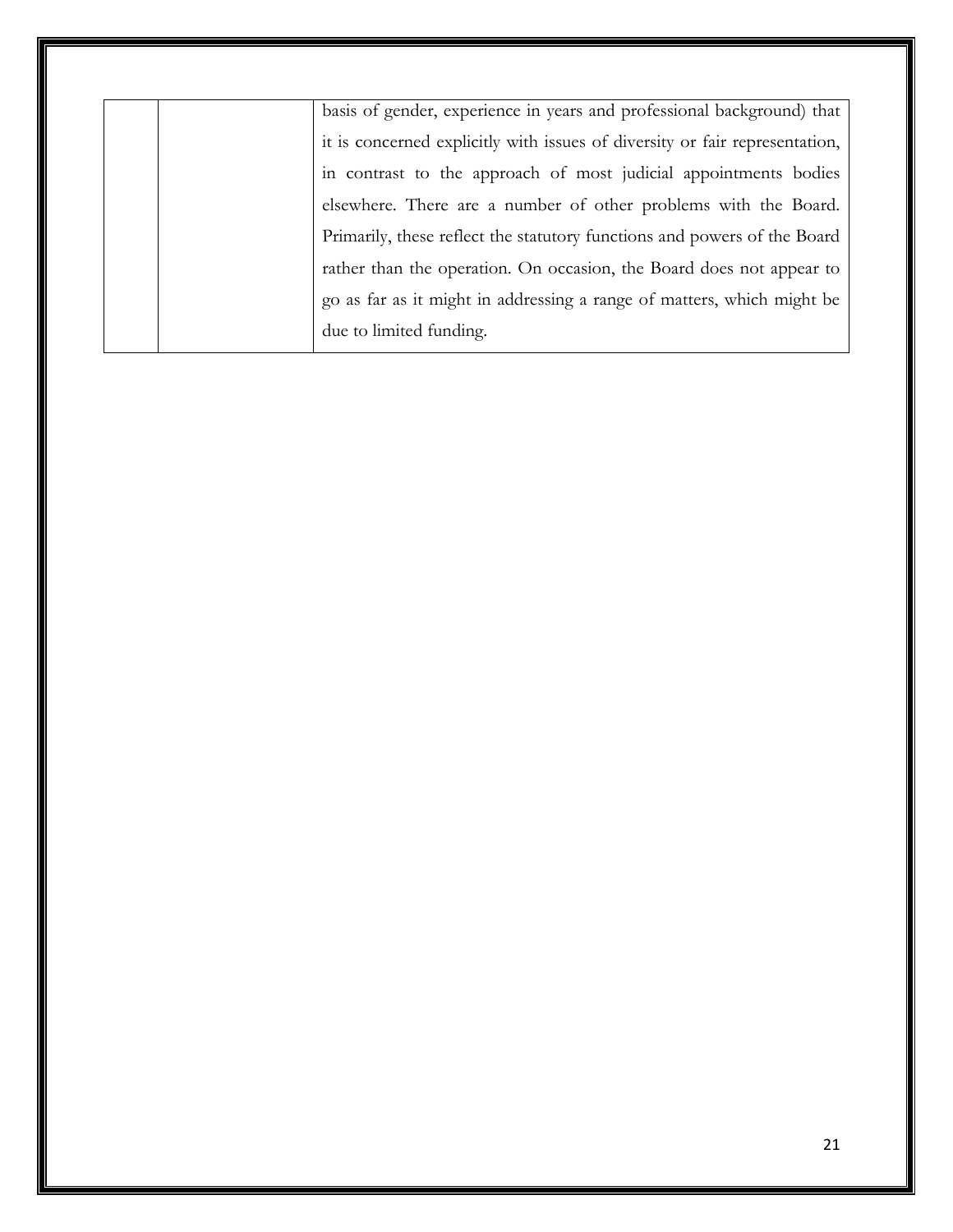| | | |
|---|---|---|
| | | basis of gender, experience in years and professional background) that it is concerned explicitly with issues of diversity or fair representation, in contrast to the approach of most judicial appointments bodies elsewhere. There are a number of other problems with the Board. Primarily, these reflect the statutory functions and powers of the Board rather than the operation. On occasion, the Board does not appear to go as far as it might in addressing a range of matters, which might be due to limited funding. |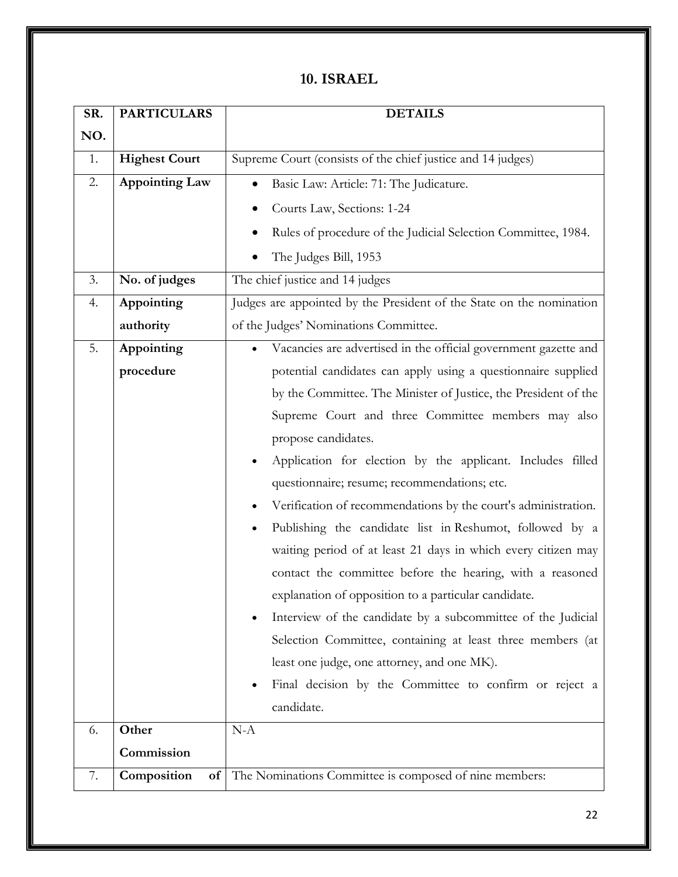## 10. ISRAEL

| SR. NO. | PARTICULARS | DETAILS |
|---|---|---|
| 1. | **Highest Court** | Supreme Court (consists of the chief justice and 14 judges) |
| 2. | **Appointing Law** | • Basic Law: Article: 71: The Judicature.<br>• Courts Law, Sections: 1-24<br>• Rules of procedure of the Judicial Selection Committee, 1984.<br>• The Judges Bill, 1953 |
| 3. | **No. of judges** | The chief justice and 14 judges |
| 4. | **Appointing authority** | Judges are appointed by the President of the State on the nomination of the Judges' Nominations Committee. |
| 5. | **Appointing procedure** | • Vacancies are advertised in the official government gazette and potential candidates can apply using a questionnaire supplied by the Committee. The Minister of Justice, the President of the Supreme Court and three Committee members may also propose candidates.<br>• Application for election by the applicant. Includes filled questionnaire; resume; recommendations; etc.<br>• Verification of recommendations by the court's administration.<br>• Publishing the candidate list in Reshumot, followed by a waiting period of at least 21 days in which every citizen may contact the committee before the hearing, with a reasoned explanation of opposition to a particular candidate.<br>• Interview of the candidate by a subcommittee of the Judicial Selection Committee, containing at least three members (at least one judge, one attorney, and one MK).<br>• Final decision by the Committee to confirm or reject a candidate. |
| 6. | **Other Commission** | N-A |
| 7. | **Composition of** | The Nominations Committee is composed of nine members: |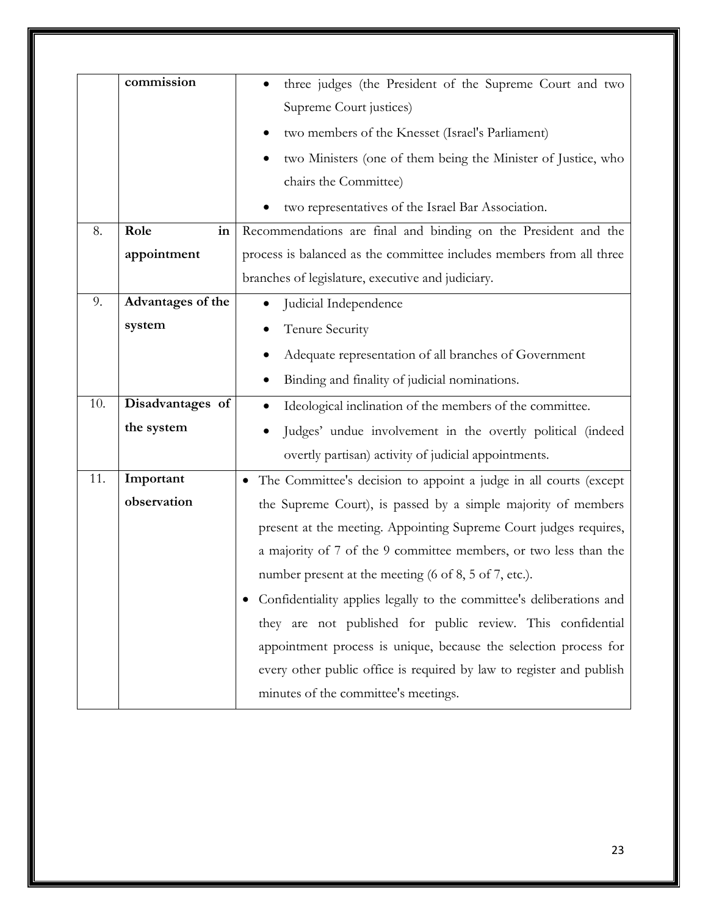|  |  |  |
|---|---|---|
|  | **commission** | • three judges (the President of the Supreme Court and two Supreme Court justices)<br>• two members of the Knesset (Israel's Parliament)<br>• two Ministers (one of them being the Minister of Justice, who chairs the Committee)<br>• two representatives of the Israel Bar Association. |
| 8. | **Role in appointment** | Recommendations are final and binding on the President and the process is balanced as the committee includes members from all three branches of legislature, executive and judiciary. |
| 9. | **Advantages of the system** | • Judicial Independence<br>• Tenure Security<br>• Adequate representation of all branches of Government<br>• Binding and finality of judicial nominations. |
| 10. | **Disadvantages of the system** | • Ideological inclination of the members of the committee.<br>• Judges' undue involvement in the overtly political (indeed overtly partisan) activity of judicial appointments. |
| 11. | **Important observation** | • The Committee's decision to appoint a judge in all courts (except the Supreme Court), is passed by a simple majority of members present at the meeting. Appointing Supreme Court judges requires, a majority of 7 of the 9 committee members, or two less than the number present at the meeting (6 of 8, 5 of 7, etc.).<br>• Confidentiality applies legally to the committee's deliberations and they are not published for public review. This confidential appointment process is unique, because the selection process for every other public office is required by law to register and publish minutes of the committee's meetings. |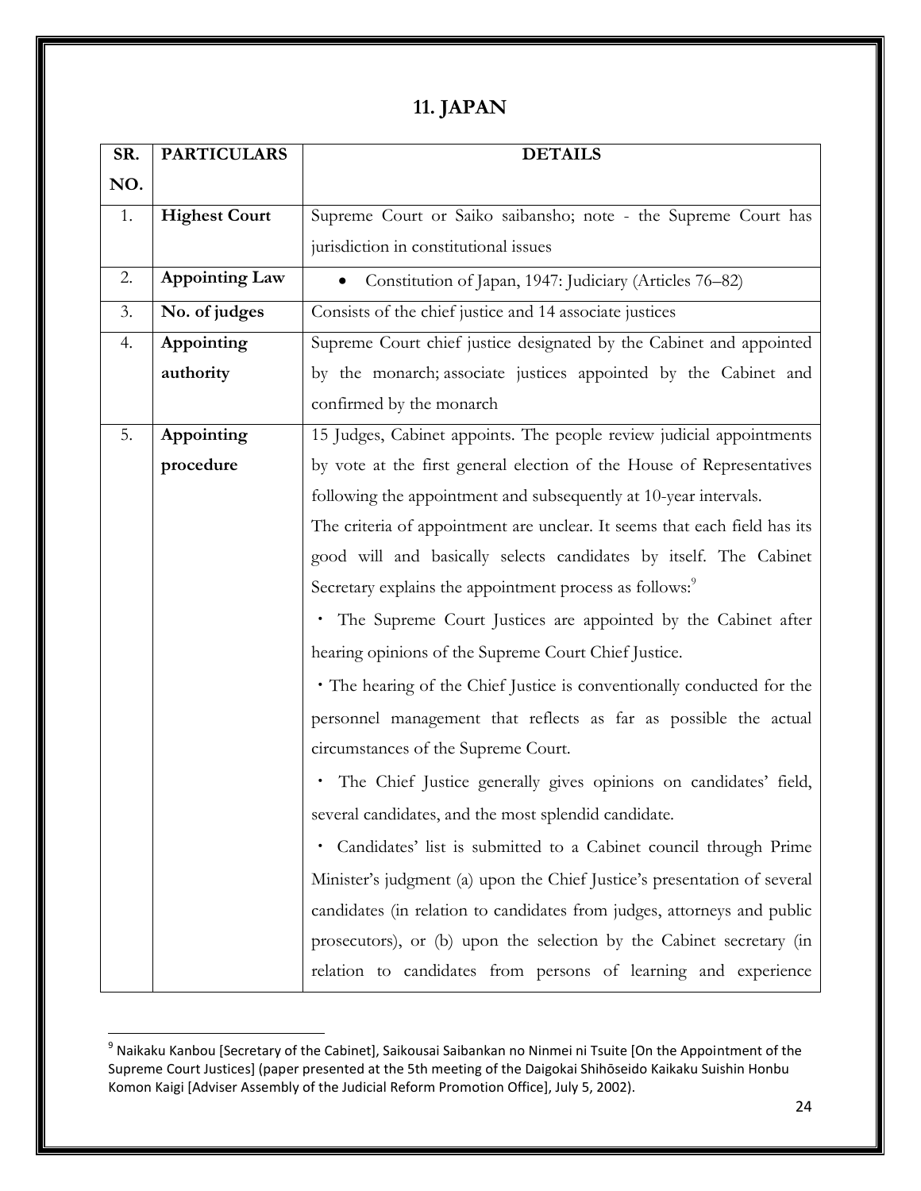## 11. JAPAN

| SR. NO. | PARTICULARS | DETAILS |
|---|---|---|
| 1. | **Highest Court** | Supreme Court or Saiko saibansho; note - the Supreme Court has jurisdiction in constitutional issues |
| 2. | **Appointing Law** | • Constitution of Japan, 1947: Judiciary (Articles 76–82) |
| 3. | **No. of judges** | Consists of the chief justice and 14 associate justices |
| 4. | **Appointing authority** | Supreme Court chief justice designated by the Cabinet and appointed by the monarch; associate justices appointed by the Cabinet and confirmed by the monarch |
| 5. | **Appointing procedure** | 15 Judges, Cabinet appoints. The people review judicial appointments by vote at the first general election of the House of Representatives following the appointment and subsequently at 10-year intervals.<br>The criteria of appointment are unclear. It seems that each field has its good will and basically selects candidates by itself. The Cabinet Secretary explains the appointment process as follows:[9]<br>・ The Supreme Court Justices are appointed by the Cabinet after hearing opinions of the Supreme Court Chief Justice.<br>・The hearing of the Chief Justice is conventionally conducted for the personnel management that reflects as far as possible the actual circumstances of the Supreme Court.<br>・ The Chief Justice generally gives opinions on candidates' field, several candidates, and the most splendid candidate.<br>・ Candidates' list is submitted to a Cabinet council through Prime Minister's judgment (a) upon the Chief Justice's presentation of several candidates (in relation to candidates from judges, attorneys and public prosecutors), or (b) upon the selection by the Cabinet secretary (in relation to candidates from persons of learning and experience |

[9] Naikaku Kanbou [Secretary of the Cabinet], Saikousai Saibankan no Ninmei ni Tsuite [On the Appointment of the Supreme Court Justices] (paper presented at the 5th meeting of the Daigokai Shihōseido Kaikaku Suishin Honbu Komon Kaigi [Adviser Assembly of the Judicial Reform Promotion Office], July 5, 2002).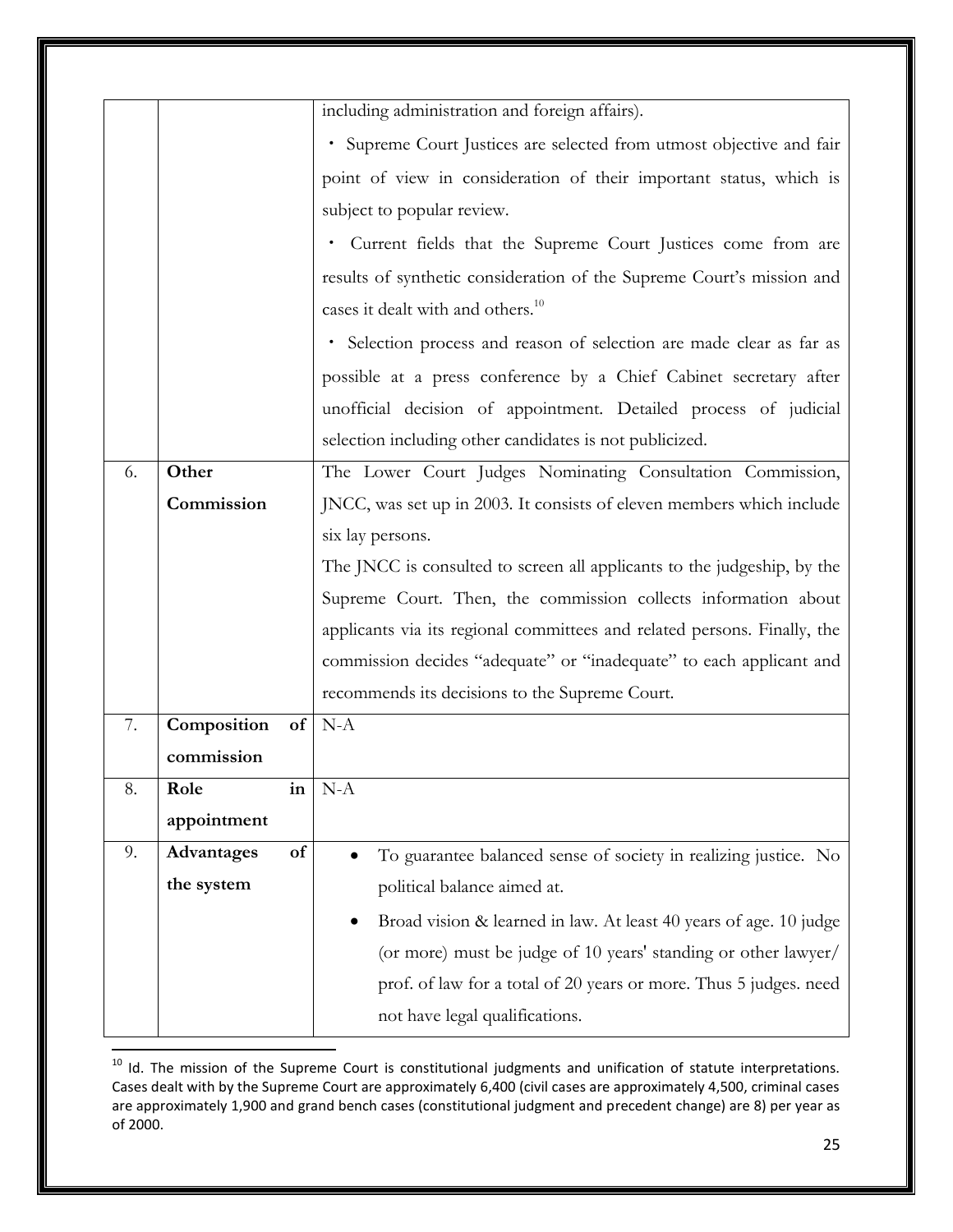| | | |
|---|---|---|
| | | including administration and foreign affairs).<br>・ Supreme Court Justices are selected from utmost objective and fair point of view in consideration of their important status, which is subject to popular review.<br>・ Current fields that the Supreme Court Justices come from are results of synthetic consideration of the Supreme Court's mission and cases it dealt with and others.[10]<br>・ Selection process and reason of selection are made clear as far as possible at a press conference by a Chief Cabinet secretary after unofficial decision of appointment. Detailed process of judicial selection including other candidates is not publicized. |
| 6. | **Other Commission** | The Lower Court Judges Nominating Consultation Commission, JNCC, was set up in 2003. It consists of eleven members which include six lay persons.<br>The JNCC is consulted to screen all applicants to the judgeship, by the Supreme Court. Then, the commission collects information about applicants via its regional committees and related persons. Finally, the commission decides "adequate" or "inadequate" to each applicant and recommends its decisions to the Supreme Court. |
| 7. | **Composition of commission** | N-A |
| 8. | **Role in appointment** | N-A |
| 9. | **Advantages of the system** | • To guarantee balanced sense of society in realizing justice. No political balance aimed at.<br>• Broad vision & learned in law. At least 40 years of age. 10 judge (or more) must be judge of 10 years' standing or other lawyer/ prof. of law for a total of 20 years or more. Thus 5 judges. need not have legal qualifications. |

[10] Id. The mission of the Supreme Court is constitutional judgments and unification of statute interpretations. Cases dealt with by the Supreme Court are approximately 6,400 (civil cases are approximately 4,500, criminal cases are approximately 1,900 and grand bench cases (constitutional judgment and precedent change) are 8) per year as of 2000.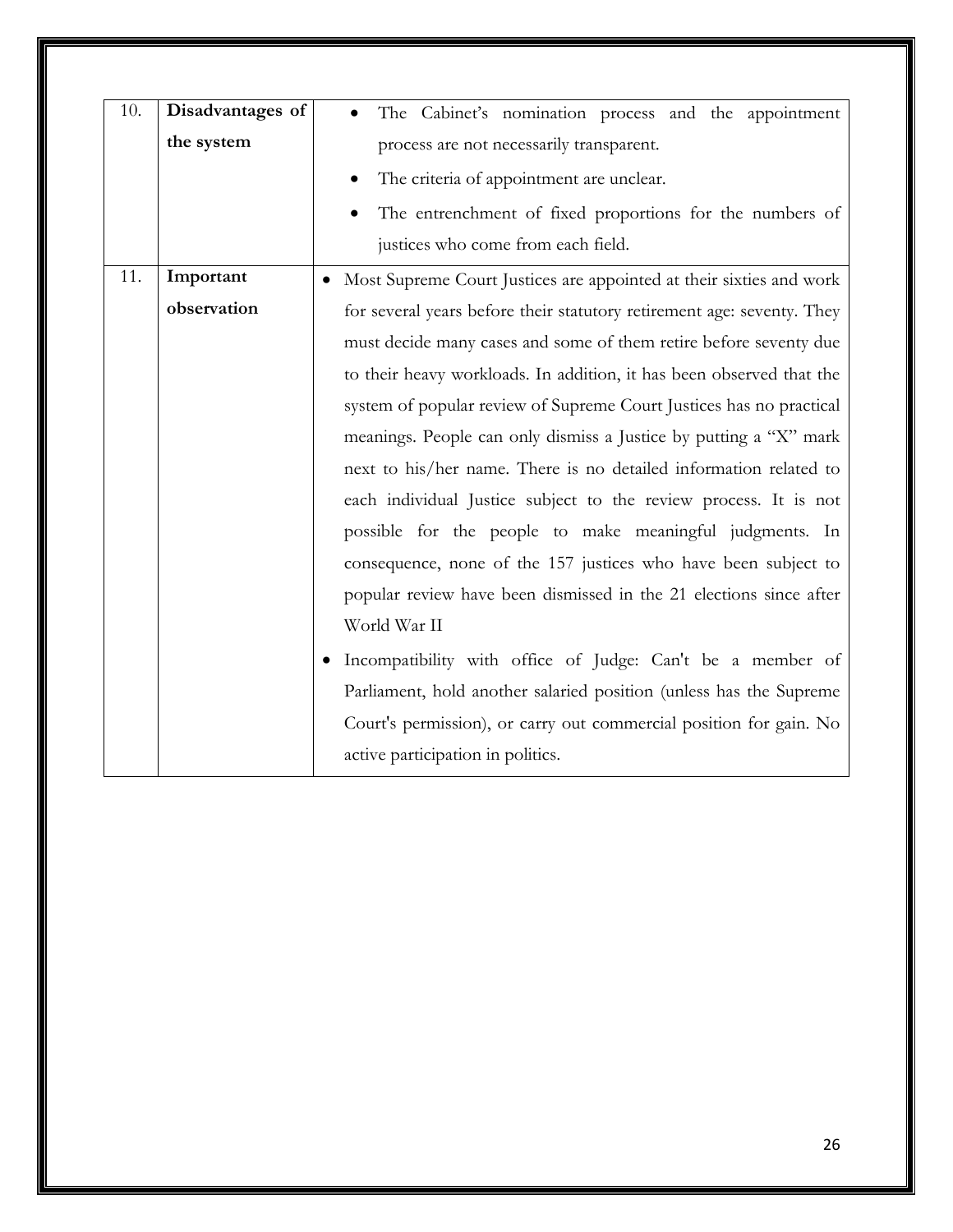| | | |
|---|---|---|
| 10. | **Disadvantages of the system** | • The Cabinet's nomination process and the appointment process are not necessarily transparent.<br>• The criteria of appointment are unclear.<br>• The entrenchment of fixed proportions for the numbers of justices who come from each field. |
| 11. | **Important observation** | • Most Supreme Court Justices are appointed at their sixties and work for several years before their statutory retirement age: seventy. They must decide many cases and some of them retire before seventy due to their heavy workloads. In addition, it has been observed that the system of popular review of Supreme Court Justices has no practical meanings. People can only dismiss a Justice by putting a "X" mark next to his/her name. There is no detailed information related to each individual Justice subject to the review process. It is not possible for the people to make meaningful judgments. In consequence, none of the 157 justices who have been subject to popular review have been dismissed in the 21 elections since after World War II<br>• Incompatibility with office of Judge: Can't be a member of Parliament, hold another salaried position (unless has the Supreme Court's permission), or carry out commercial position for gain. No active participation in politics. |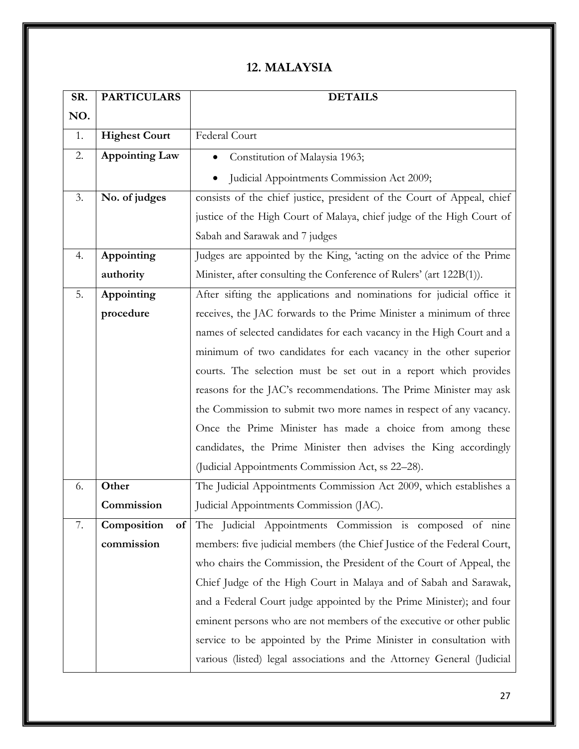## 12. MALAYSIA

| SR. NO. | PARTICULARS | DETAILS |
|---|---|---|
| 1. | **Highest Court** | Federal Court |
| 2. | **Appointing Law** | • Constitution of Malaysia 1963;<br>• Judicial Appointments Commission Act 2009; |
| 3. | **No. of judges** | consists of the chief justice, president of the Court of Appeal, chief justice of the High Court of Malaya, chief judge of the High Court of Sabah and Sarawak and 7 judges |
| 4. | **Appointing authority** | Judges are appointed by the King, 'acting on the advice of the Prime Minister, after consulting the Conference of Rulers' (art 122B(1)). |
| 5. | **Appointing procedure** | After sifting the applications and nominations for judicial office it receives, the JAC forwards to the Prime Minister a minimum of three names of selected candidates for each vacancy in the High Court and a minimum of two candidates for each vacancy in the other superior courts. The selection must be set out in a report which provides reasons for the JAC's recommendations. The Prime Minister may ask the Commission to submit two more names in respect of any vacancy. Once the Prime Minister has made a choice from among these candidates, the Prime Minister then advises the King accordingly (Judicial Appointments Commission Act, ss 22–28). |
| 6. | **Other Commission** | The Judicial Appointments Commission Act 2009, which establishes a Judicial Appointments Commission (JAC). |
| 7. | **Composition of commission** | The Judicial Appointments Commission is composed of nine members: five judicial members (the Chief Justice of the Federal Court, who chairs the Commission, the President of the Court of Appeal, the Chief Judge of the High Court in Malaya and of Sabah and Sarawak, and a Federal Court judge appointed by the Prime Minister); and four eminent persons who are not members of the executive or other public service to be appointed by the Prime Minister in consultation with various (listed) legal associations and the Attorney General (Judicial |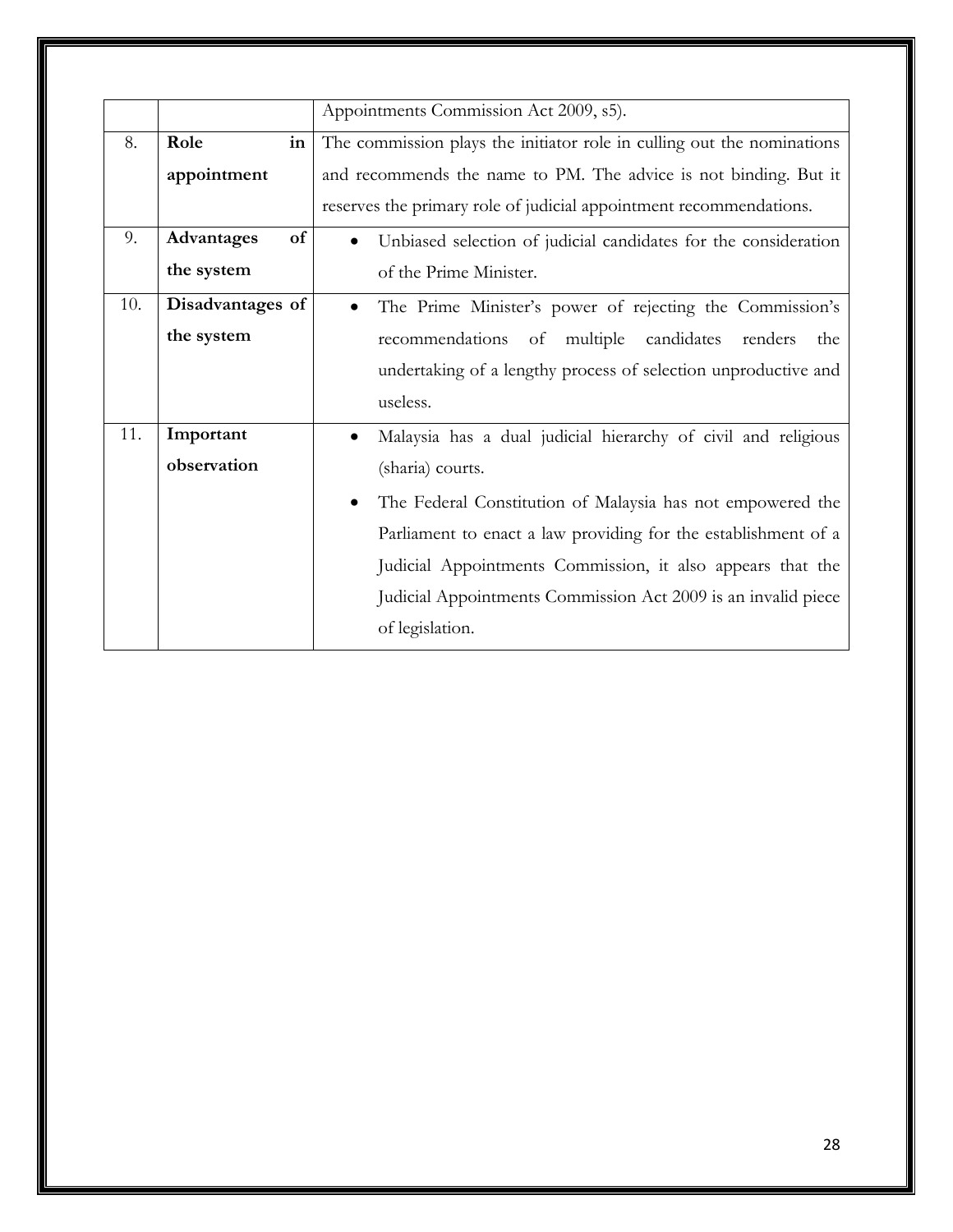| | | |
|---|---|---|
| | | Appointments Commission Act 2009, s5). |
| 8. | **Role in appointment** | The commission plays the initiator role in culling out the nominations and recommends the name to PM. The advice is not binding. But it reserves the primary role of judicial appointment recommendations. |
| 9. | **Advantages of the system** | • Unbiased selection of judicial candidates for the consideration of the Prime Minister. |
| 10. | **Disadvantages of the system** | • The Prime Minister's power of rejecting the Commission's recommendations of multiple candidates renders the undertaking of a lengthy process of selection unproductive and useless. |
| 11. | **Important observation** | • Malaysia has a dual judicial hierarchy of civil and religious (sharia) courts. <br> • The Federal Constitution of Malaysia has not empowered the Parliament to enact a law providing for the establishment of a Judicial Appointments Commission, it also appears that the Judicial Appointments Commission Act 2009 is an invalid piece of legislation. |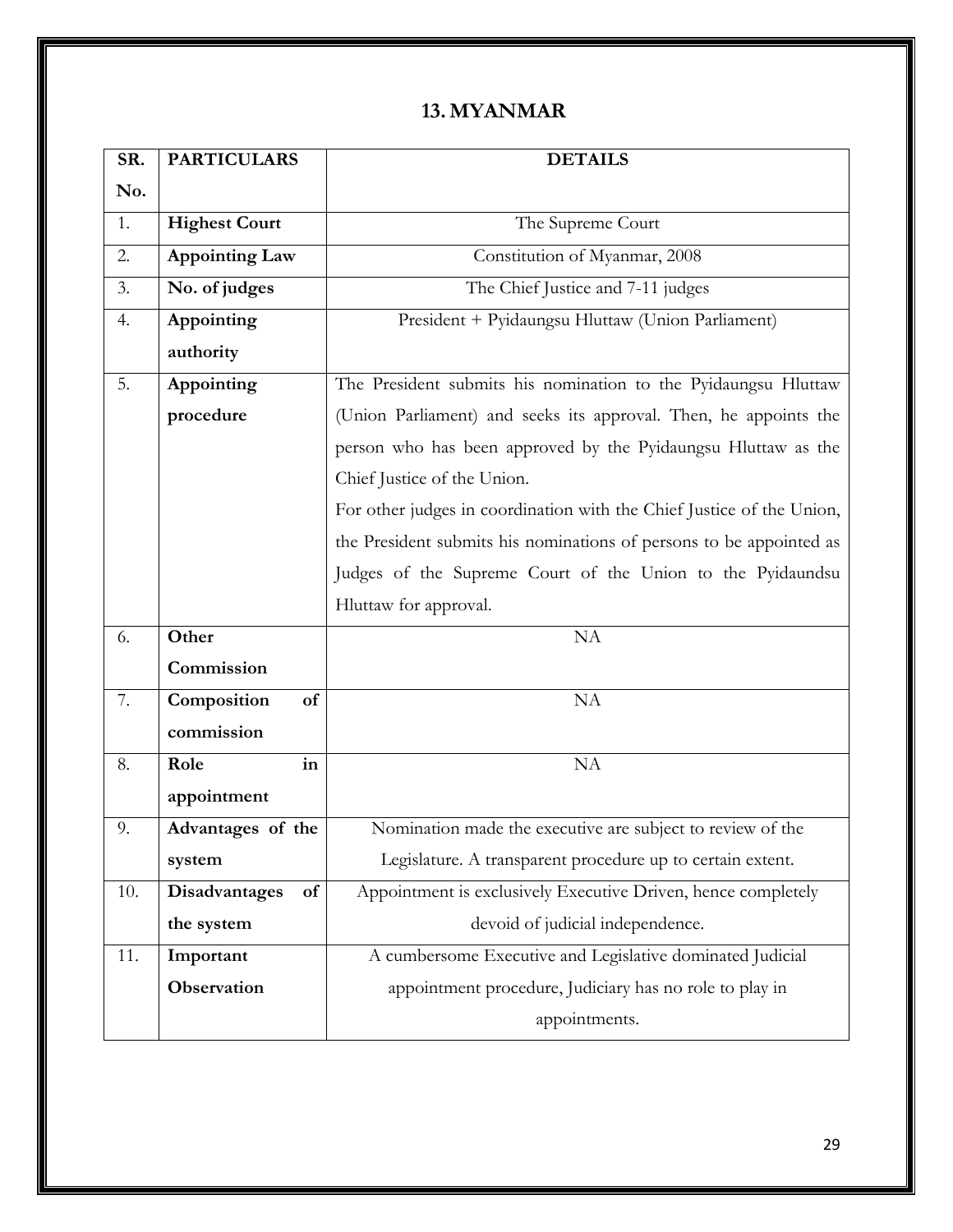## 13. MYANMAR

| SR. No. | PARTICULARS | DETAILS |
|---|---|---|
| 1. | **Highest Court** | The Supreme Court |
| 2. | **Appointing Law** | Constitution of Myanmar, 2008 |
| 3. | **No. of judges** | The Chief Justice and 7-11 judges |
| 4. | **Appointing authority** | President + Pyidaungsu Hluttaw (Union Parliament) |
| 5. | **Appointing procedure** | The President submits his nomination to the Pyidaungsu Hluttaw (Union Parliament) and seeks its approval. Then, he appoints the person who has been approved by the Pyidaungsu Hluttaw as the Chief Justice of the Union.<br>For other judges in coordination with the Chief Justice of the Union, the President submits his nominations of persons to be appointed as Judges of the Supreme Court of the Union to the Pyidaundsu Hluttaw for approval. |
| 6. | **Other Commission** | NA |
| 7. | **Composition of commission** | NA |
| 8. | **Role in appointment** | NA |
| 9. | **Advantages of the system** | Nomination made the executive are subject to review of the Legislature. A transparent procedure up to certain extent. |
| 10. | **Disadvantages of the system** | Appointment is exclusively Executive Driven, hence completely devoid of judicial independence. |
| 11. | **Important Observation** | A cumbersome Executive and Legislative dominated Judicial appointment procedure, Judiciary has no role to play in appointments. |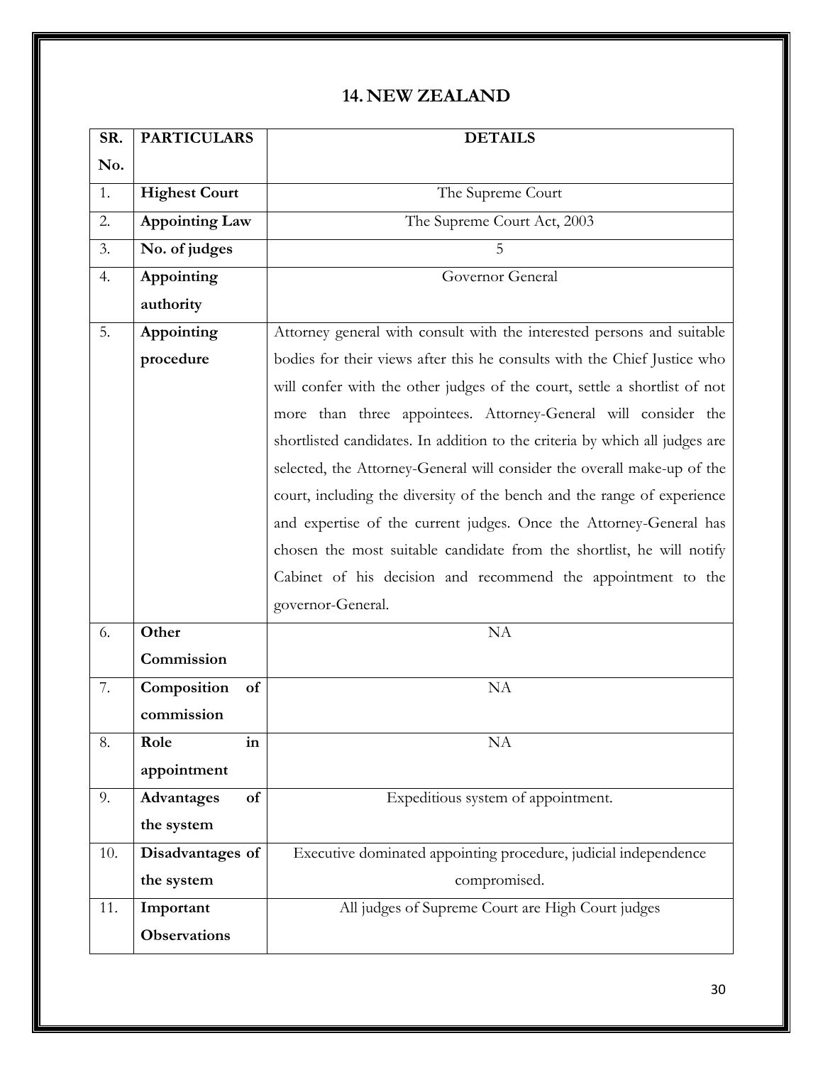## 14. NEW ZEALAND

| SR. No. | PARTICULARS | DETAILS |
|---|---|---|
| 1. | **Highest Court** | The Supreme Court |
| 2. | **Appointing Law** | The Supreme Court Act, 2003 |
| 3. | **No. of judges** | 5 |
| 4. | **Appointing authority** | Governor General |
| 5. | **Appointing procedure** | Attorney general with consult with the interested persons and suitable bodies for their views after this he consults with the Chief Justice who will confer with the other judges of the court, settle a shortlist of not more than three appointees. Attorney-General will consider the shortlisted candidates. In addition to the criteria by which all judges are selected, the Attorney-General will consider the overall make-up of the court, including the diversity of the bench and the range of experience and expertise of the current judges. Once the Attorney-General has chosen the most suitable candidate from the shortlist, he will notify Cabinet of his decision and recommend the appointment to the governor-General. |
| 6. | **Other Commission** | NA |
| 7. | **Composition of commission** | NA |
| 8. | **Role in appointment** | NA |
| 9. | **Advantages of the system** | Expeditious system of appointment. |
| 10. | **Disadvantages of the system** | Executive dominated appointing procedure, judicial independence compromised. |
| 11. | **Important Observations** | All judges of Supreme Court are High Court judges |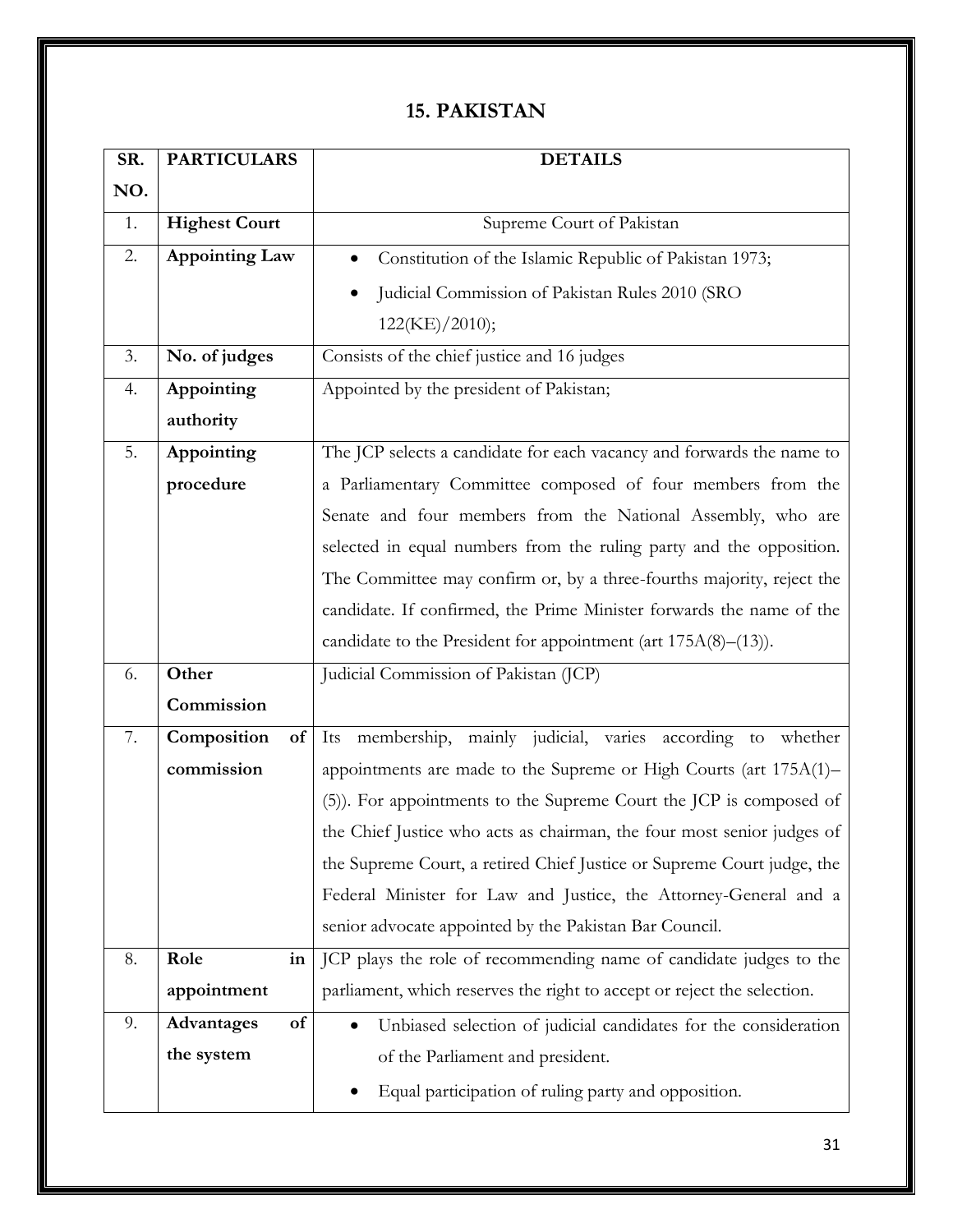## 15. PAKISTAN

| SR. NO. | PARTICULARS | DETAILS |
|---|---|---|
| 1. | **Highest Court** | Supreme Court of Pakistan |
| 2. | **Appointing Law** | • Constitution of the Islamic Republic of Pakistan 1973;<br>• Judicial Commission of Pakistan Rules 2010 (SRO 122(KE)/2010); |
| 3. | **No. of judges** | Consists of the chief justice and 16 judges |
| 4. | **Appointing authority** | Appointed by the president of Pakistan; |
| 5. | **Appointing procedure** | The JCP selects a candidate for each vacancy and forwards the name to a Parliamentary Committee composed of four members from the Senate and four members from the National Assembly, who are selected in equal numbers from the ruling party and the opposition. The Committee may confirm or, by a three-fourths majority, reject the candidate. If confirmed, the Prime Minister forwards the name of the candidate to the President for appointment (art 175A(8)–(13)). |
| 6. | **Other Commission** | Judicial Commission of Pakistan (JCP) |
| 7. | **Composition of commission** | Its membership, mainly judicial, varies according to whether appointments are made to the Supreme or High Courts (art 175A(1)–(5)). For appointments to the Supreme Court the JCP is composed of the Chief Justice who acts as chairman, the four most senior judges of the Supreme Court, a retired Chief Justice or Supreme Court judge, the Federal Minister for Law and Justice, the Attorney-General and a senior advocate appointed by the Pakistan Bar Council. |
| 8. | **Role in appointment** | JCP plays the role of recommending name of candidate judges to the parliament, which reserves the right to accept or reject the selection. |
| 9. | **Advantages of the system** | • Unbiased selection of judicial candidates for the consideration of the Parliament and president.<br>• Equal participation of ruling party and opposition. |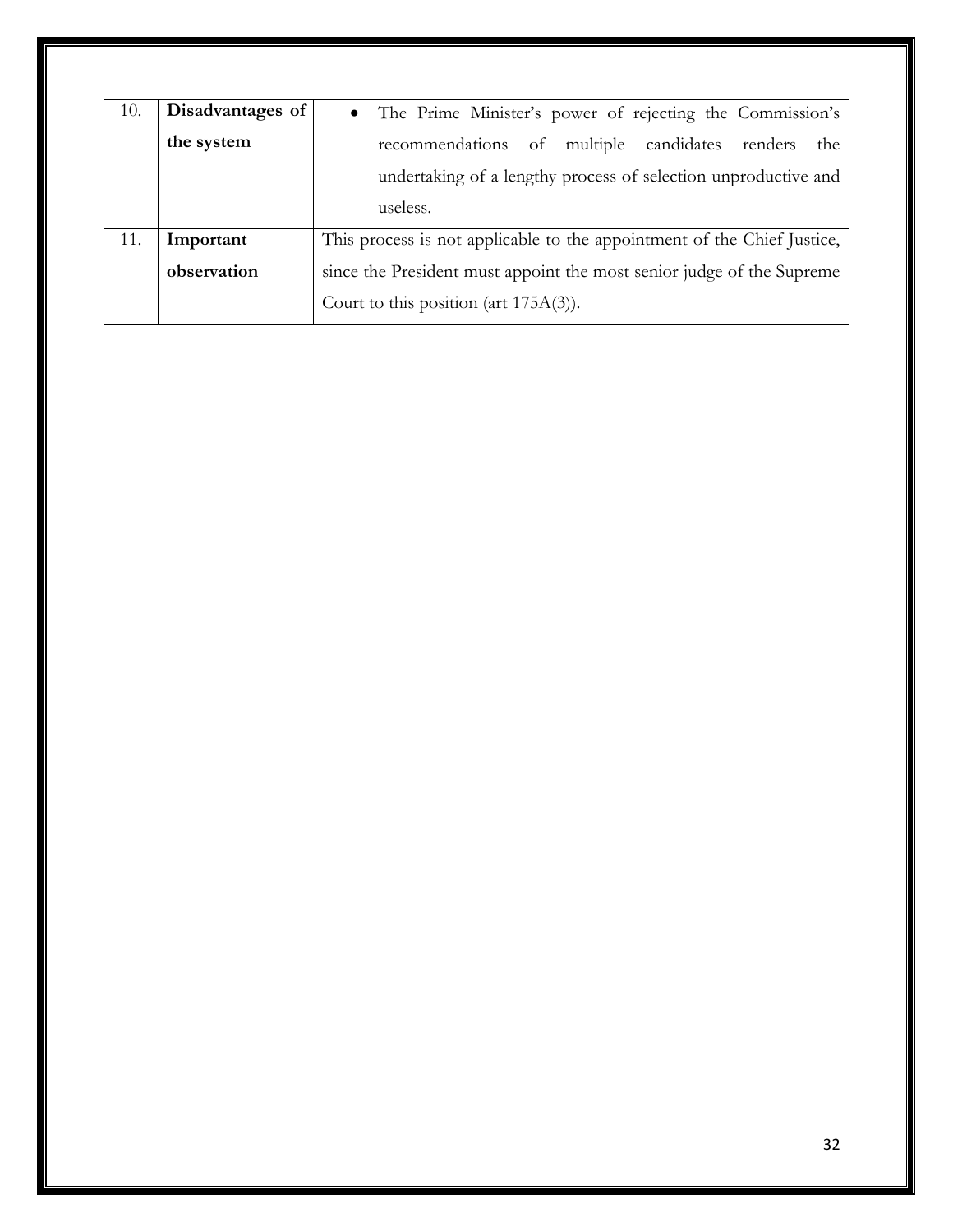| 10. | **Disadvantages of the system** | • The Prime Minister's power of rejecting the Commission's recommendations of multiple candidates renders the undertaking of a lengthy process of selection unproductive and useless. |
|---|---|---|
| 11. | **Important observation** | This process is not applicable to the appointment of the Chief Justice, since the President must appoint the most senior judge of the Supreme Court to this position (art 175A(3)). |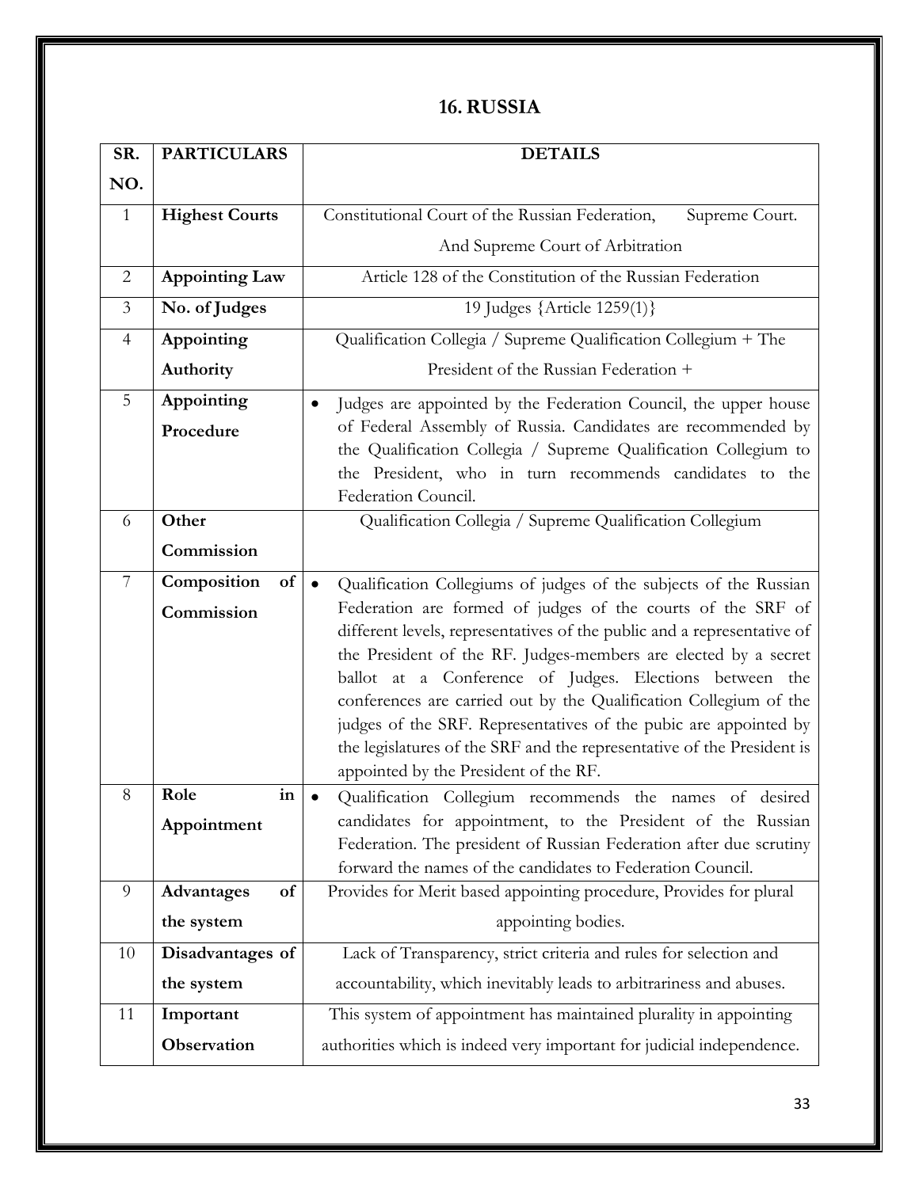## 16. RUSSIA

| SR. NO. | PARTICULARS | DETAILS |
|---|---|---|
| 1 | **Highest Courts** | Constitutional Court of the Russian Federation, Supreme Court. And Supreme Court of Arbitration |
| 2 | **Appointing Law** | Article 128 of the Constitution of the Russian Federation |
| 3 | **No. of Judges** | 19 Judges {Article 1259(1)} |
| 4 | **Appointing Authority** | Qualification Collegia / Supreme Qualification Collegium + The President of the Russian Federation + |
| 5 | **Appointing Procedure** | • Judges are appointed by the Federation Council, the upper house of Federal Assembly of Russia. Candidates are recommended by the Qualification Collegia / Supreme Qualification Collegium to the President, who in turn recommends candidates to the Federation Council. |
| 6 | **Other Commission** | Qualification Collegia / Supreme Qualification Collegium |
| 7 | **Composition of Commission** | • Qualification Collegiums of judges of the subjects of the Russian Federation are formed of judges of the courts of the SRF of different levels, representatives of the public and a representative of the President of the RF. Judges-members are elected by a secret ballot at a Conference of Judges. Elections between the conferences are carried out by the Qualification Collegium of the judges of the SRF. Representatives of the pubic are appointed by the legislatures of the SRF and the representative of the President is appointed by the President of the RF. |
| 8 | **Role in Appointment** | • Qualification Collegium recommends the names of desired candidates for appointment, to the President of the Russian Federation. The president of Russian Federation after due scrutiny forward the names of the candidates to Federation Council. |
| 9 | **Advantages of the system** | Provides for Merit based appointing procedure, Provides for plural appointing bodies. |
| 10 | **Disadvantages of the system** | Lack of Transparency, strict criteria and rules for selection and accountability, which inevitably leads to arbitrariness and abuses. |
| 11 | **Important Observation** | This system of appointment has maintained plurality in appointing authorities which is indeed very important for judicial independence. |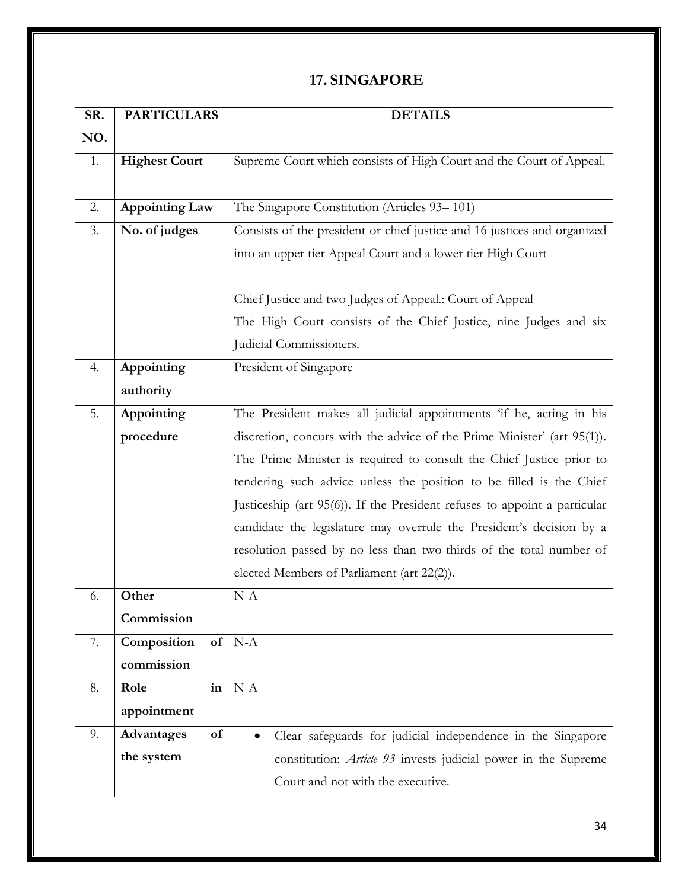## 17. SINGAPORE

| SR. NO. | PARTICULARS | DETAILS |
|---|---|---|
| 1. | **Highest Court** | Supreme Court which consists of High Court and the Court of Appeal. |
| 2. | **Appointing Law** | The Singapore Constitution (Articles 93– 101) |
| 3. | **No. of judges** | Consists of the president or chief justice and 16 justices and organized into an upper tier Appeal Court and a lower tier High Court<br><br>Chief Justice and two Judges of Appeal.: Court of Appeal<br>The High Court consists of the Chief Justice, nine Judges and six Judicial Commissioners. |
| 4. | **Appointing authority** | President of Singapore |
| 5. | **Appointing procedure** | The President makes all judicial appointments 'if he, acting in his discretion, concurs with the advice of the Prime Minister' (art 95(1)). The Prime Minister is required to consult the Chief Justice prior to tendering such advice unless the position to be filled is the Chief Justiceship (art 95(6)). If the President refuses to appoint a particular candidate the legislature may overrule the President's decision by a resolution passed by no less than two-thirds of the total number of elected Members of Parliament (art 22(2)). |
| 6. | **Other Commission** | N-A |
| 7. | **Composition of commission** | N-A |
| 8. | **Role in appointment** | N-A |
| 9. | **Advantages of the system** | • Clear safeguards for judicial independence in the Singapore constitution: *Article 93* invests judicial power in the Supreme Court and not with the executive. |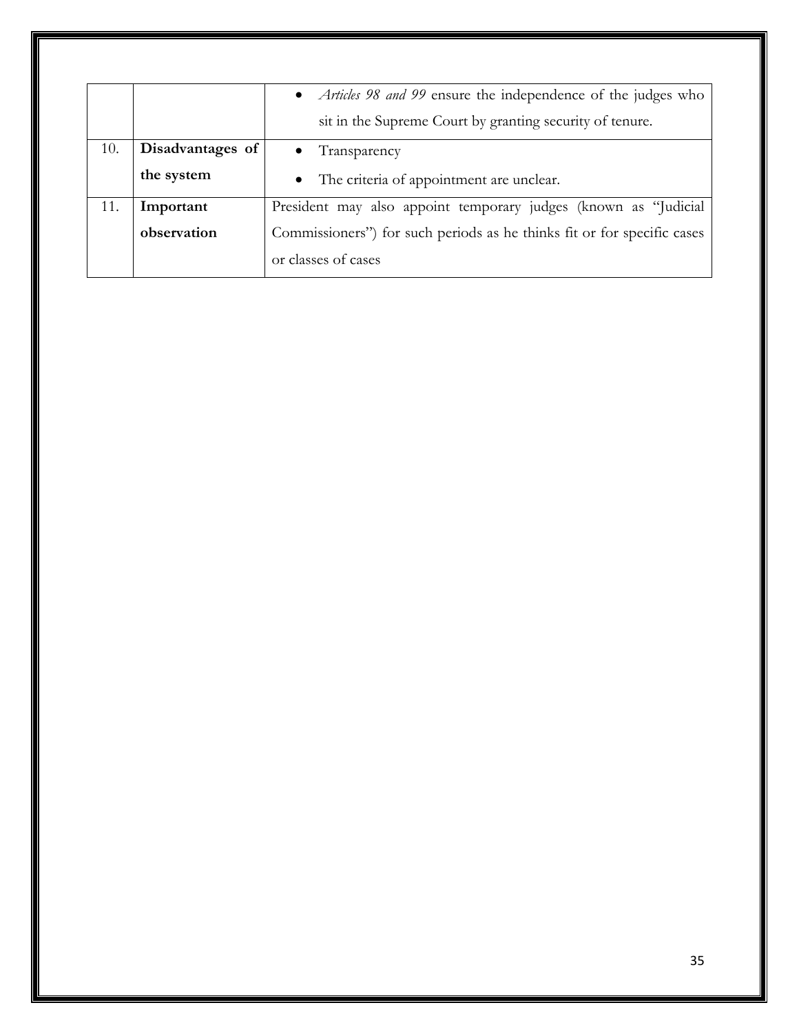| | | |
|---|---|---|
| | | • *Articles 98 and 99* ensure the independence of the judges who sit in the Supreme Court by granting security of tenure. |
| 10. | **Disadvantages of the system** | • Transparency<br>• The criteria of appointment are unclear. |
| 11. | **Important observation** | President may also appoint temporary judges (known as "Judicial Commissioners") for such periods as he thinks fit or for specific cases or classes of cases |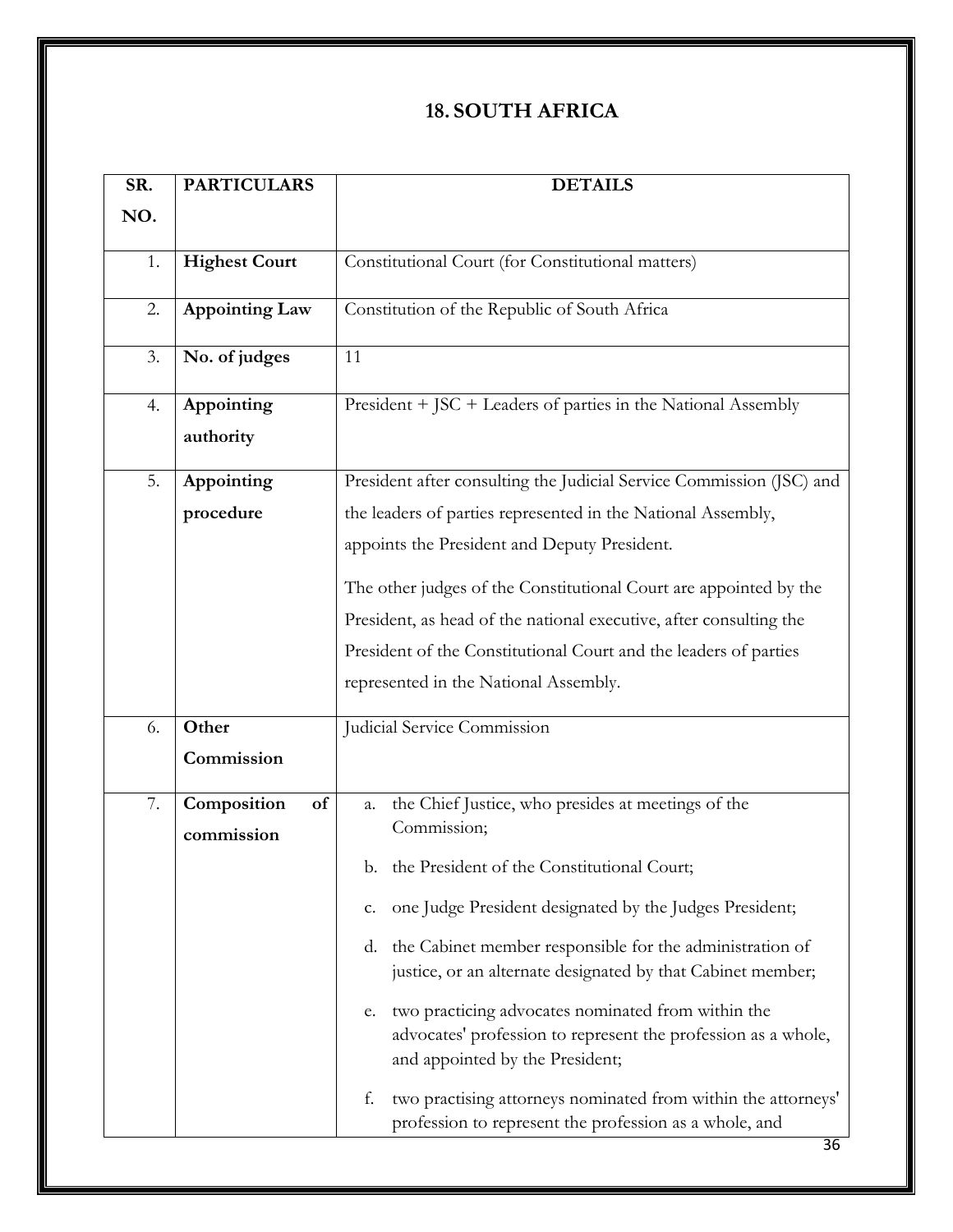## 18. SOUTH AFRICA

| SR. NO. | PARTICULARS | DETAILS |
|---|---|---|
| 1. | **Highest Court** | Constitutional Court (for Constitutional matters) |
| 2. | **Appointing Law** | Constitution of the Republic of South Africa |
| 3. | **No. of judges** | 11 |
| 4. | **Appointing authority** | President + JSC + Leaders of parties in the National Assembly |
| 5. | **Appointing procedure** | President after consulting the Judicial Service Commission (JSC) and the leaders of parties represented in the National Assembly, appoints the President and Deputy President.<br><br>The other judges of the Constitutional Court are appointed by the President, as head of the national executive, after consulting the President of the Constitutional Court and the leaders of parties represented in the National Assembly. |
| 6. | **Other Commission** | Judicial Service Commission |
| 7. | **Composition of commission** | a. the Chief Justice, who presides at meetings of the Commission;<br><br>b. the President of the Constitutional Court;<br><br>c. one Judge President designated by the Judges President;<br><br>d. the Cabinet member responsible for the administration of justice, or an alternate designated by that Cabinet member;<br><br>e. two practicing advocates nominated from within the advocates' profession to represent the profession as a whole, and appointed by the President;<br><br>f. two practising attorneys nominated from within the attorneys' profession to represent the profession as a whole, and |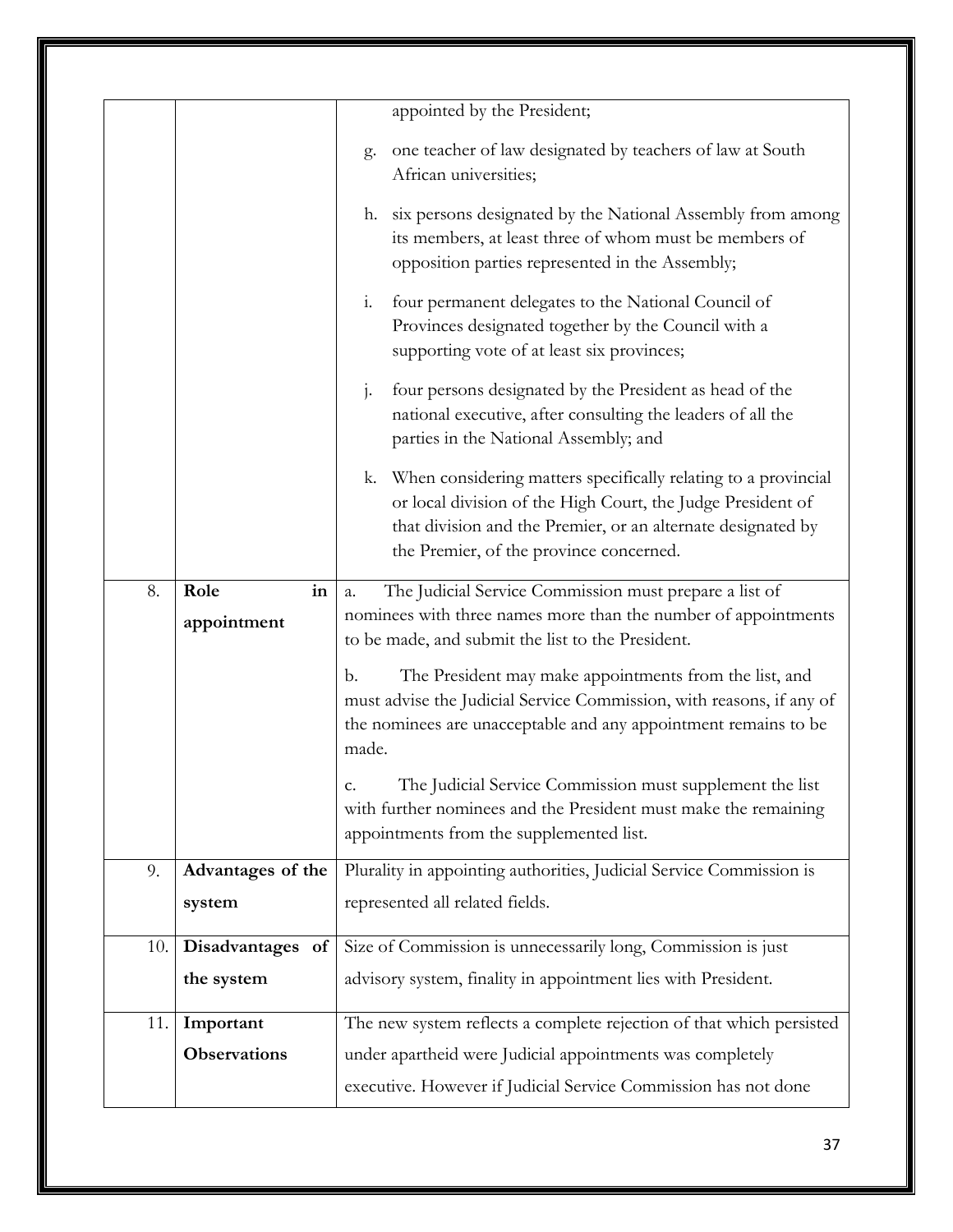|  |  |  |
| --- | --- | --- |
|  |  | appointed by the President;<br><br>g. one teacher of law designated by teachers of law at South African universities;<br><br>h. six persons designated by the National Assembly from among its members, at least three of whom must be members of opposition parties represented in the Assembly;<br><br>i. four permanent delegates to the National Council of Provinces designated together by the Council with a supporting vote of at least six provinces;<br><br>j. four persons designated by the President as head of the national executive, after consulting the leaders of all the parties in the National Assembly; and<br><br>k. When considering matters specifically relating to a provincial or local division of the High Court, the Judge President of that division and the Premier, or an alternate designated by the Premier, of the province concerned. |
| 8. | **Role in appointment** | a. The Judicial Service Commission must prepare a list of nominees with three names more than the number of appointments to be made, and submit the list to the President.<br><br>b. The President may make appointments from the list, and must advise the Judicial Service Commission, with reasons, if any of the nominees are unacceptable and any appointment remains to be made.<br><br>c. The Judicial Service Commission must supplement the list with further nominees and the President must make the remaining appointments from the supplemented list. |
| 9. | **Advantages of the system** | Plurality in appointing authorities, Judicial Service Commission is represented all related fields. |
| 10. | **Disadvantages of the system** | Size of Commission is unnecessarily long, Commission is just advisory system, finality in appointment lies with President. |
| 11. | **Important Observations** | The new system reflects a complete rejection of that which persisted under apartheid were Judicial appointments was completely executive. However if Judicial Service Commission has not done |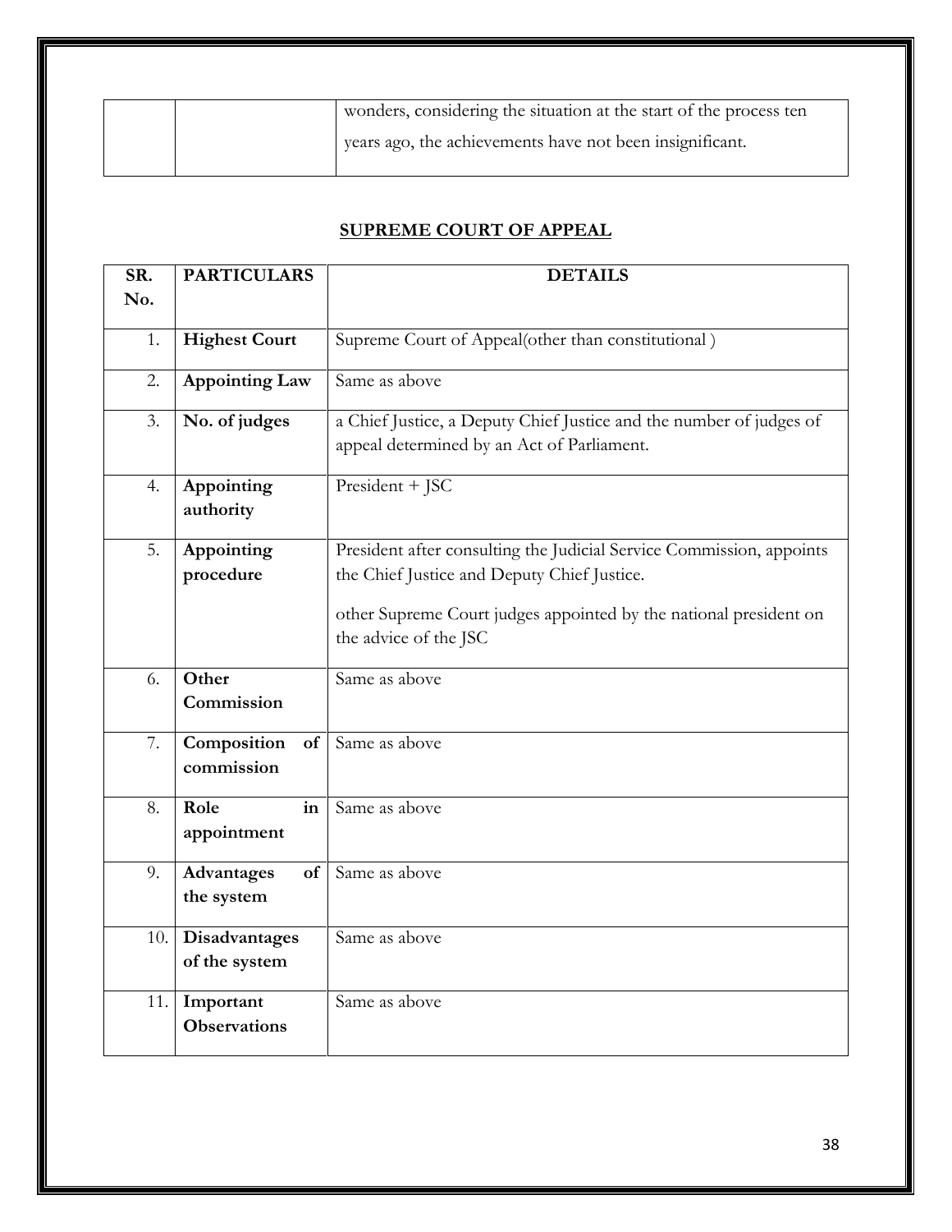|  |  | wonders, considering the situation at the start of the process ten years ago, the achievements have not been insignificant. |
|---|---|---|

## SUPREME COURT OF APPEAL

| SR. No. | PARTICULARS | DETAILS |
|---|---|---|
| 1. | **Highest Court** | Supreme Court of Appeal(other than constitutional ) |
| 2. | **Appointing Law** | Same as above |
| 3. | **No. of judges** | a Chief Justice, a Deputy Chief Justice and the number of judges of appeal determined by an Act of Parliament. |
| 4. | **Appointing authority** | President + JSC |
| 5. | **Appointing procedure** | President after consulting the Judicial Service Commission, appoints the Chief Justice and Deputy Chief Justice. <br><br> other Supreme Court judges appointed by the national president on the advice of the JSC |
| 6. | **Other Commission** | Same as above |
| 7. | **Composition of commission** | Same as above |
| 8. | **Role in appointment** | Same as above |
| 9. | **Advantages of the system** | Same as above |
| 10. | **Disadvantages of the system** | Same as above |
| 11. | **Important Observations** | Same as above |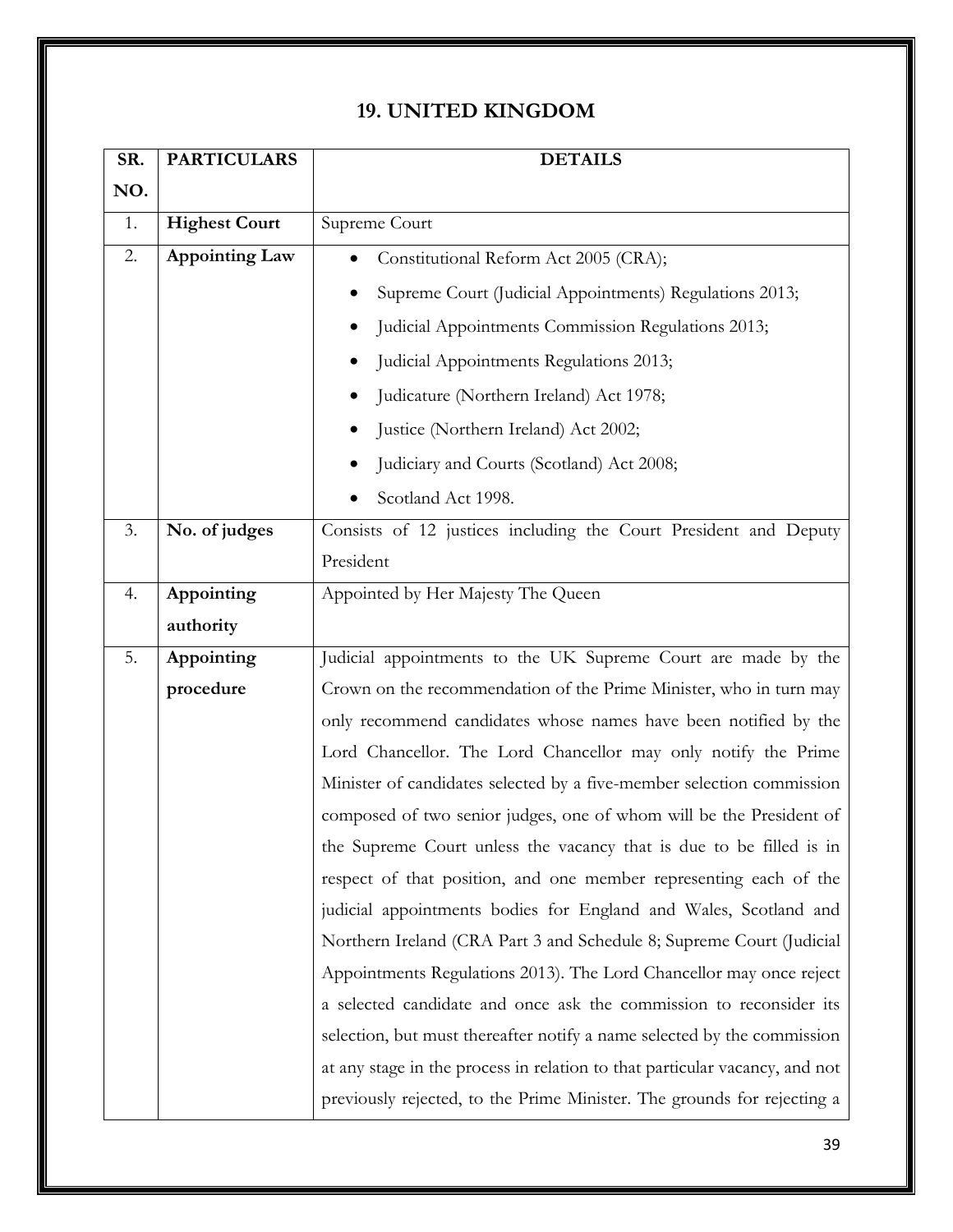## 19. UNITED KINGDOM

| SR. NO. | PARTICULARS | DETAILS |
|---|---|---|
| 1. | **Highest Court** | Supreme Court |
| 2. | **Appointing Law** | • Constitutional Reform Act 2005 (CRA);<br>• Supreme Court (Judicial Appointments) Regulations 2013;<br>• Judicial Appointments Commission Regulations 2013;<br>• Judicial Appointments Regulations 2013;<br>• Judicature (Northern Ireland) Act 1978;<br>• Justice (Northern Ireland) Act 2002;<br>• Judiciary and Courts (Scotland) Act 2008;<br>• Scotland Act 1998. |
| 3. | **No. of judges** | Consists of 12 justices including the Court President and Deputy President |
| 4. | **Appointing authority** | Appointed by Her Majesty The Queen |
| 5. | **Appointing procedure** | Judicial appointments to the UK Supreme Court are made by the Crown on the recommendation of the Prime Minister, who in turn may only recommend candidates whose names have been notified by the Lord Chancellor. The Lord Chancellor may only notify the Prime Minister of candidates selected by a five-member selection commission composed of two senior judges, one of whom will be the President of the Supreme Court unless the vacancy that is due to be filled is in respect of that position, and one member representing each of the judicial appointments bodies for England and Wales, Scotland and Northern Ireland (CRA Part 3 and Schedule 8; Supreme Court (Judicial Appointments Regulations 2013). The Lord Chancellor may once reject a selected candidate and once ask the commission to reconsider its selection, but must thereafter notify a name selected by the commission at any stage in the process in relation to that particular vacancy, and not previously rejected, to the Prime Minister. The grounds for rejecting a |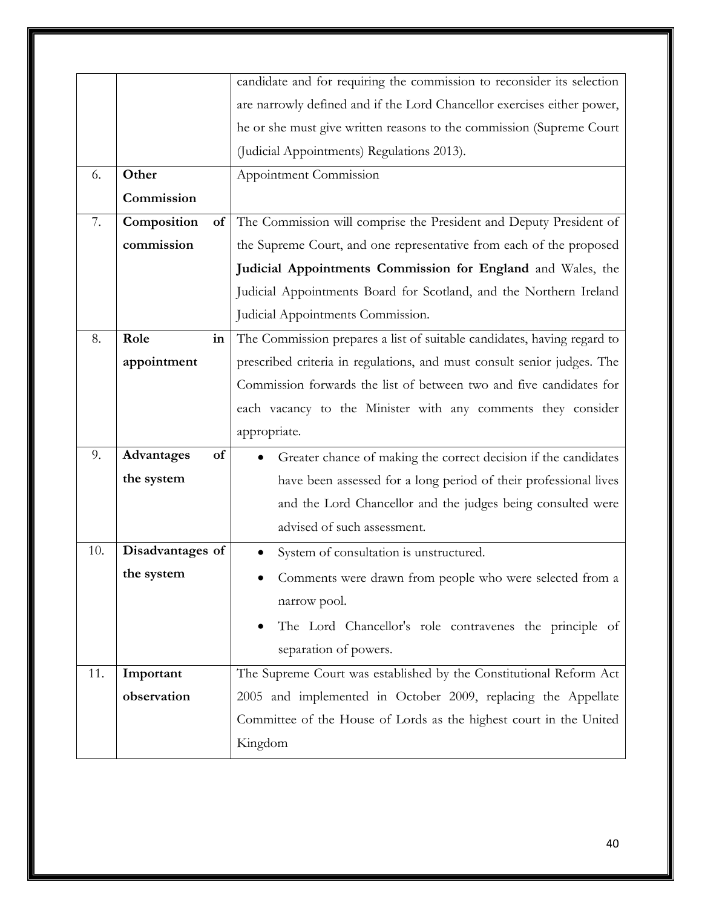| | | |
|---|---|---|
| | | candidate and for requiring the commission to reconsider its selection are narrowly defined and if the Lord Chancellor exercises either power, he or she must give written reasons to the commission (Supreme Court (Judicial Appointments) Regulations 2013). |
| 6. | **Other Commission** | Appointment Commission |
| 7. | **Composition of commission** | The Commission will comprise the President and Deputy President of the Supreme Court, and one representative from each of the proposed **Judicial Appointments Commission for England** and Wales, the Judicial Appointments Board for Scotland, and the Northern Ireland Judicial Appointments Commission. |
| 8. | **Role in appointment** | The Commission prepares a list of suitable candidates, having regard to prescribed criteria in regulations, and must consult senior judges. The Commission forwards the list of between two and five candidates for each vacancy to the Minister with any comments they consider appropriate. |
| 9. | **Advantages of the system** | • Greater chance of making the correct decision if the candidates have been assessed for a long period of their professional lives and the Lord Chancellor and the judges being consulted were advised of such assessment. |
| 10. | **Disadvantages of the system** | • System of consultation is unstructured. <br> • Comments were drawn from people who were selected from a narrow pool. <br> • The Lord Chancellor's role contravenes the principle of separation of powers. |
| 11. | **Important observation** | The Supreme Court was established by the Constitutional Reform Act 2005 and implemented in October 2009, replacing the Appellate Committee of the House of Lords as the highest court in the United Kingdom |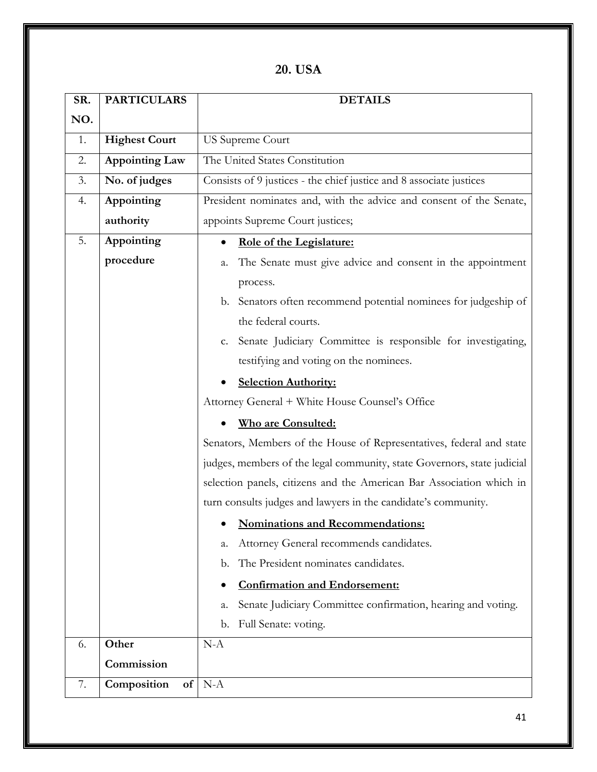## 20. USA

| SR. NO. | PARTICULARS | DETAILS |
|---|---|---|
| 1. | **Highest Court** | US Supreme Court |
| 2. | **Appointing Law** | The United States Constitution |
| 3. | **No. of judges** | Consists of 9 justices - the chief justice and 8 associate justices |
| 4. | **Appointing authority** | President nominates and, with the advice and consent of the Senate, appoints Supreme Court justices; |
| 5. | **Appointing procedure** | • **<u>Role of the Legislature:</u>**<br>a. The Senate must give advice and consent in the appointment process.<br>b. Senators often recommend potential nominees for judgeship of the federal courts.<br>c. Senate Judiciary Committee is responsible for investigating, testifying and voting on the nominees.<br>• **<u>Selection Authority:</u>**<br>Attorney General + White House Counsel's Office<br>• **<u>Who are Consulted:</u>**<br>Senators, Members of the House of Representatives, federal and state judges, members of the legal community, state Governors, state judicial selection panels, citizens and the American Bar Association which in turn consults judges and lawyers in the candidate's community.<br>• **<u>Nominations and Recommendations:</u>**<br>a. Attorney General recommends candidates.<br>b. The President nominates candidates.<br>• **<u>Confirmation and Endorsement:</u>**<br>a. Senate Judiciary Committee confirmation, hearing and voting.<br>b. Full Senate: voting. |
| 6. | **Other Commission** | N-A |
| 7. | **Composition of** | N-A |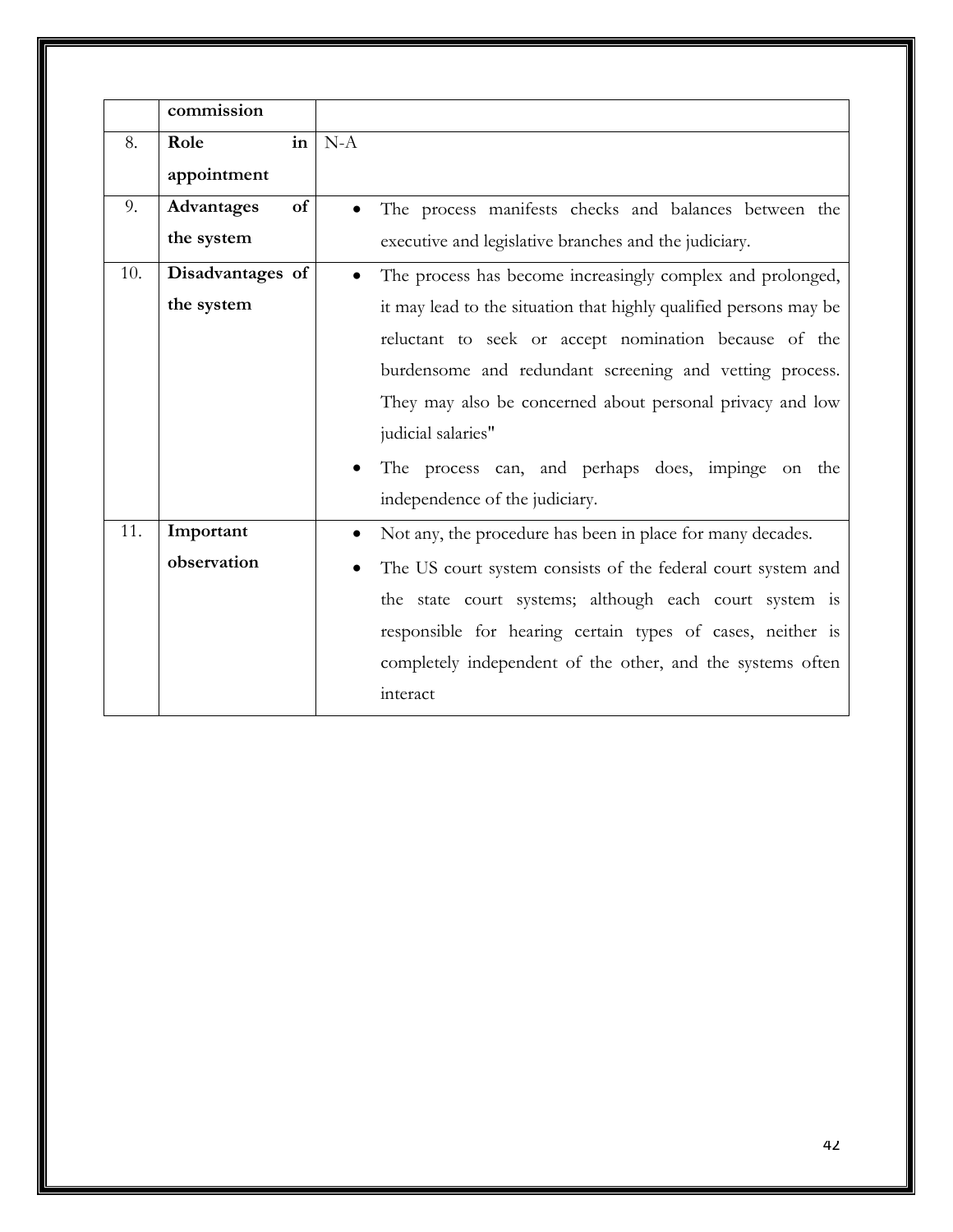|  |  |  |
| --- | --- | --- |
|  | **commission** |  |
| 8. | **Role in appointment** | N-A |
| 9. | **Advantages of the system** | • The process manifests checks and balances between the executive and legislative branches and the judiciary. |
| 10. | **Disadvantages of the system** | • The process has become increasingly complex and prolonged, it may lead to the situation that highly qualified persons may be reluctant to seek or accept nomination because of the burdensome and redundant screening and vetting process. They may also be concerned about personal privacy and low judicial salaries" <br> • The process can, and perhaps does, impinge on the independence of the judiciary. |
| 11. | **Important observation** | • Not any, the procedure has been in place for many decades. <br> • The US court system consists of the federal court system and the state court systems; although each court system is responsible for hearing certain types of cases, neither is completely independent of the other, and the systems often interact |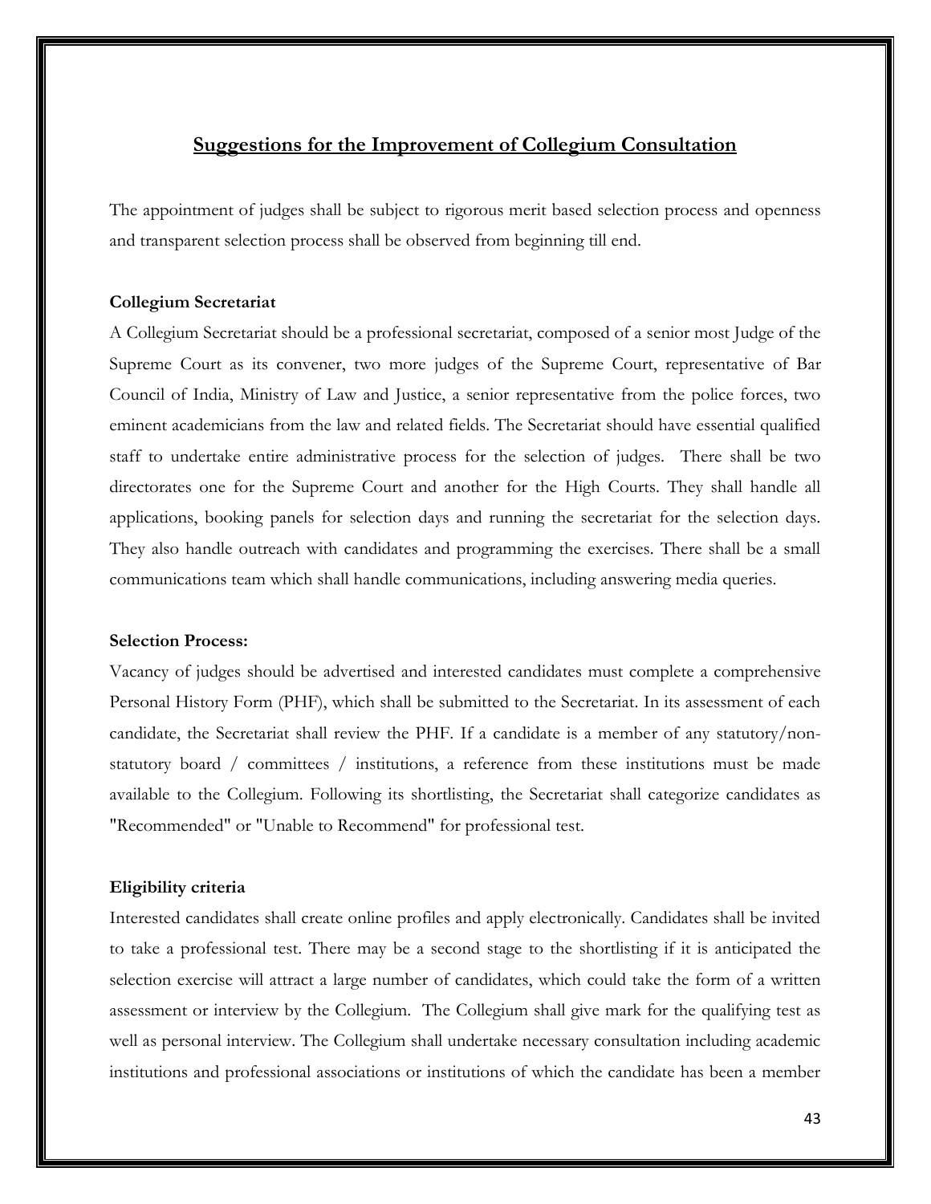## Suggestions for the Improvement of Collegium Consultation

The appointment of judges shall be subject to rigorous merit based selection process and openness and transparent selection process shall be observed from beginning till end.

**Collegium Secretariat**

A Collegium Secretariat should be a professional secretariat, composed of a senior most Judge of the Supreme Court as its convener, two more judges of the Supreme Court, representative of Bar Council of India, Ministry of Law and Justice, a senior representative from the police forces, two eminent academicians from the law and related fields. The Secretariat should have essential qualified staff to undertake entire administrative process for the selection of judges. There shall be two directorates one for the Supreme Court and another for the High Courts. They shall handle all applications, booking panels for selection days and running the secretariat for the selection days. They also handle outreach with candidates and programming the exercises. There shall be a small communications team which shall handle communications, including answering media queries.

**Selection Process:**

Vacancy of judges should be advertised and interested candidates must complete a comprehensive Personal History Form (PHF), which shall be submitted to the Secretariat. In its assessment of each candidate, the Secretariat shall review the PHF. If a candidate is a member of any statutory/non-statutory board / committees / institutions, a reference from these institutions must be made available to the Collegium. Following its shortlisting, the Secretariat shall categorize candidates as "Recommended" or "Unable to Recommend" for professional test.

**Eligibility criteria**

Interested candidates shall create online profiles and apply electronically. Candidates shall be invited to take a professional test. There may be a second stage to the shortlisting if it is anticipated the selection exercise will attract a large number of candidates, which could take the form of a written assessment or interview by the Collegium. The Collegium shall give mark for the qualifying test as well as personal interview. The Collegium shall undertake necessary consultation including academic institutions and professional associations or institutions of which the candidate has been a member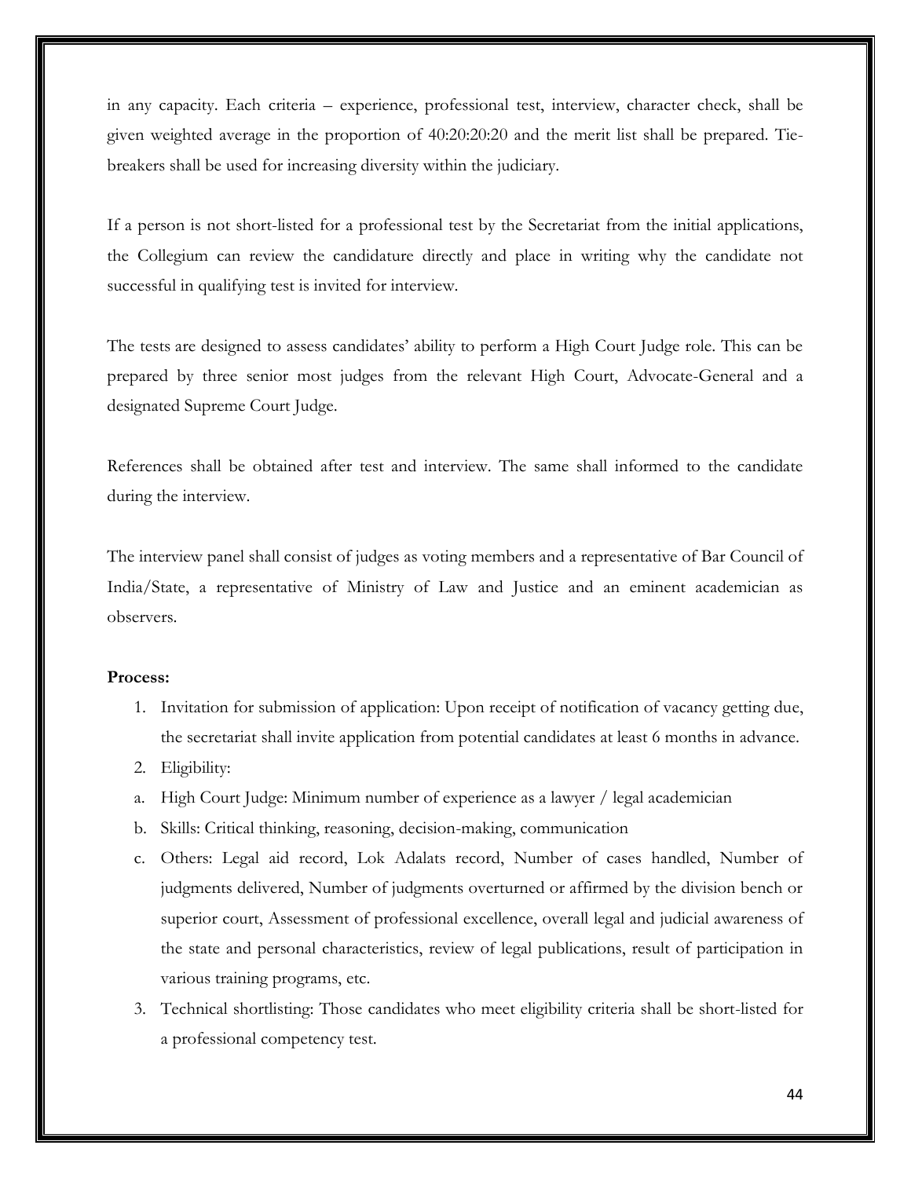in any capacity. Each criteria – experience, professional test, interview, character check, shall be given weighted average in the proportion of 40:20:20:20 and the merit list shall be prepared. Tie-breakers shall be used for increasing diversity within the judiciary.

If a person is not short-listed for a professional test by the Secretariat from the initial applications, the Collegium can review the candidature directly and place in writing why the candidate not successful in qualifying test is invited for interview.

The tests are designed to assess candidates' ability to perform a High Court Judge role. This can be prepared by three senior most judges from the relevant High Court, Advocate-General and a designated Supreme Court Judge.

References shall be obtained after test and interview. The same shall informed to the candidate during the interview.

The interview panel shall consist of judges as voting members and a representative of Bar Council of India/State, a representative of Ministry of Law and Justice and an eminent academician as observers.

**Process:**

1. Invitation for submission of application: Upon receipt of notification of vacancy getting due, the secretariat shall invite application from potential candidates at least 6 months in advance.
2. Eligibility:

a. High Court Judge: Minimum number of experience as a lawyer / legal academician

b. Skills: Critical thinking, reasoning, decision-making, communication

c. Others: Legal aid record, Lok Adalats record, Number of cases handled, Number of judgments delivered, Number of judgments overturned or affirmed by the division bench or superior court, Assessment of professional excellence, overall legal and judicial awareness of the state and personal characteristics, review of legal publications, result of participation in various training programs, etc.

3. Technical shortlisting: Those candidates who meet eligibility criteria shall be short-listed for a professional competency test.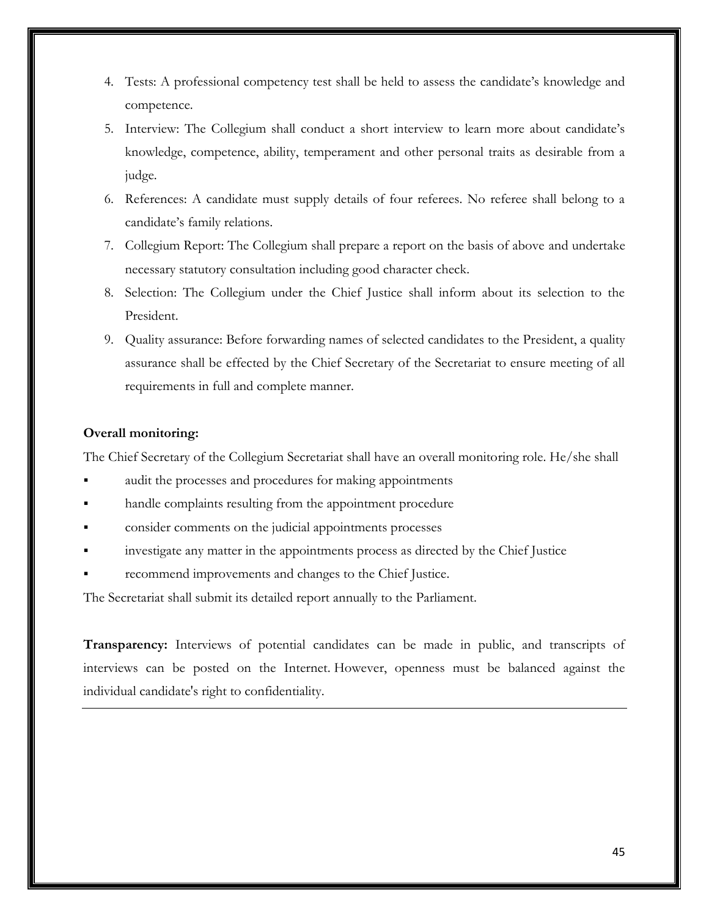4. Tests: A professional competency test shall be held to assess the candidate's knowledge and competence.
5. Interview: The Collegium shall conduct a short interview to learn more about candidate's knowledge, competence, ability, temperament and other personal traits as desirable from a judge.
6. References: A candidate must supply details of four referees. No referee shall belong to a candidate's family relations.
7. Collegium Report: The Collegium shall prepare a report on the basis of above and undertake necessary statutory consultation including good character check.
8. Selection: The Collegium under the Chief Justice shall inform about its selection to the President.
9. Quality assurance: Before forwarding names of selected candidates to the President, a quality assurance shall be effected by the Chief Secretary of the Secretariat to ensure meeting of all requirements in full and complete manner.

**Overall monitoring:**

The Chief Secretary of the Collegium Secretariat shall have an overall monitoring role. He/she shall

- audit the processes and procedures for making appointments
- handle complaints resulting from the appointment procedure
- consider comments on the judicial appointments processes
- investigate any matter in the appointments process as directed by the Chief Justice
- recommend improvements and changes to the Chief Justice.

The Secretariat shall submit its detailed report annually to the Parliament.

**Transparency:** Interviews of potential candidates can be made in public, and transcripts of interviews can be posted on the Internet. However, openness must be balanced against the individual candidate's right to confidentiality.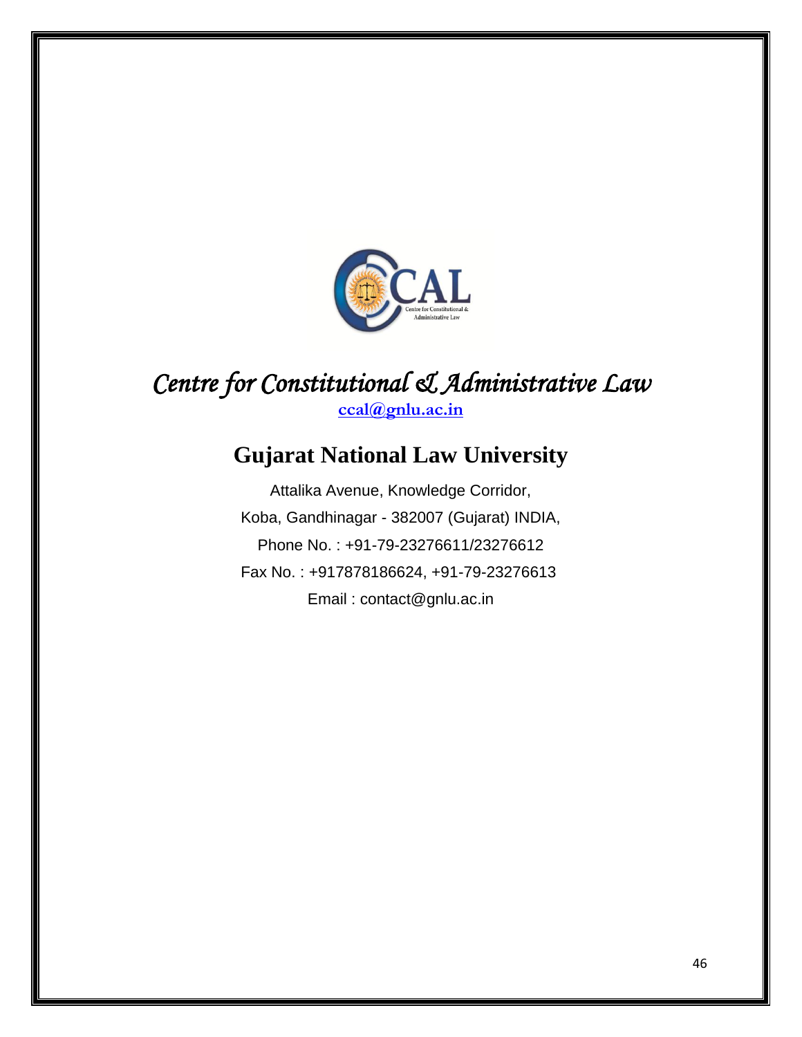# *Centre for Constitutional & Administrative Law*

**ccal@gnlu.ac.in**

## Gujarat National Law University

Attalika Avenue, Knowledge Corridor,

Koba, Gandhinagar - 382007 (Gujarat) INDIA,

Phone No. : +91-79-23276611/23276612

Fax No. : +917878186624, +91-79-23276613

Email : contact@gnlu.ac.in